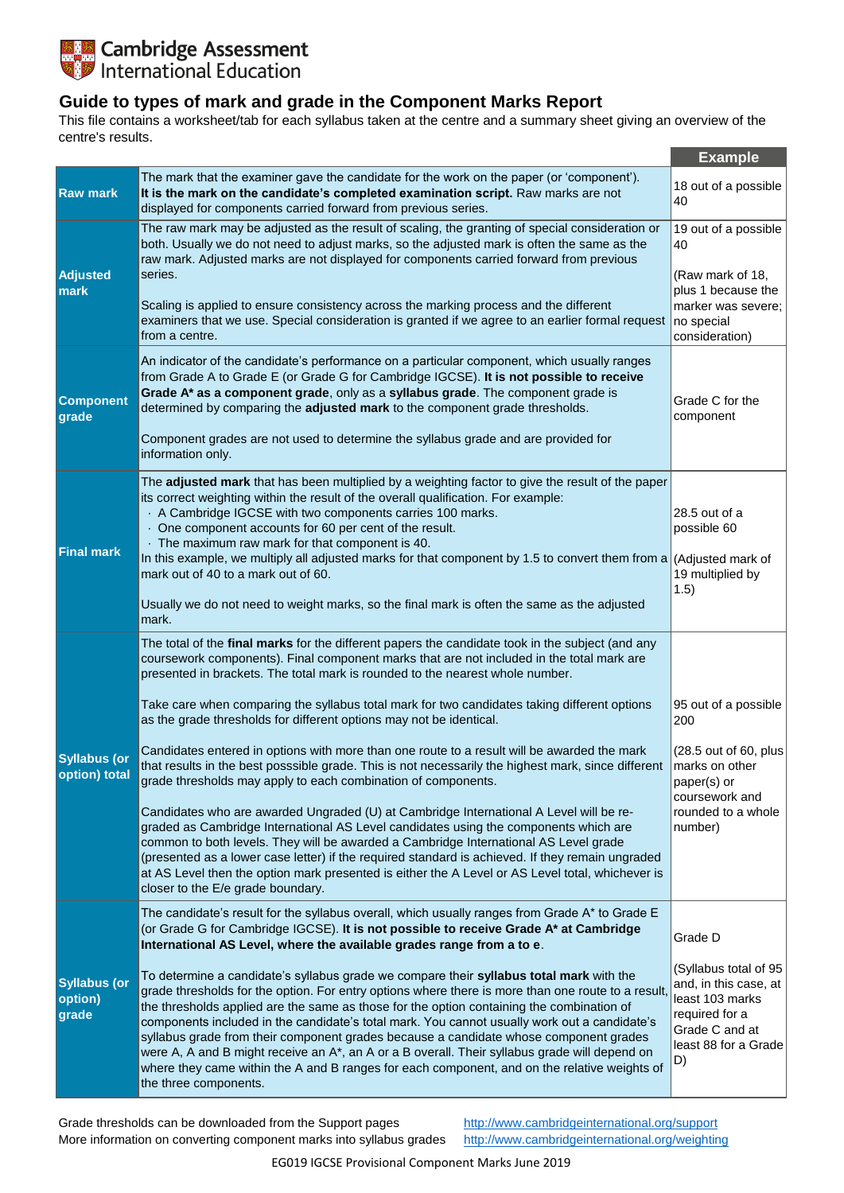Cambridge Assessment
International Education

# Guide to types of mark and grade in the Component Marks Report

This file contains a worksheet/tab for each syllabus taken at the centre and a summary sheet giving an overview of the centre's results.

| | | Example |
|---|---|---|
| **Raw mark** | The mark that the examiner gave the candidate for the work on the paper (or 'component'). **It is the mark on the candidate's completed examination script.** Raw marks are not displayed for components carried forward from previous series. | 18 out of a possible 40 |
| **Adjusted mark** | The raw mark may be adjusted as the result of scaling, the granting of special consideration or both. Usually we do not need to adjust marks, so the adjusted mark is often the same as the raw mark. Adjusted marks are not displayed for components carried forward from previous series.<br><br>Scaling is applied to ensure consistency across the marking process and the different examiners that we use. Special consideration is granted if we agree to an earlier formal request from a centre. | 19 out of a possible 40<br><br>(Raw mark of 18, plus 1 because the marker was severe; no special consideration) |
| **Component grade** | An indicator of the candidate's performance on a particular component, which usually ranges from Grade A to Grade E (or Grade G for Cambridge IGCSE). **It is not possible to receive Grade A* as a component grade**, only as a **syllabus grade**. The component grade is determined by comparing the **adjusted mark** to the component grade thresholds.<br><br>Component grades are not used to determine the syllabus grade and are provided for information only. | Grade C for the component |
| **Final mark** | The **adjusted mark** that has been multiplied by a weighting factor to give the result of the paper its correct weighting within the result of the overall qualification. For example:<br>· A Cambridge IGCSE with two components carries 100 marks.<br>· One component accounts for 60 per cent of the result.<br>· The maximum raw mark for that component is 40.<br>In this example, we multiply all adjusted marks for that component by 1.5 to convert them from a mark out of 40 to a mark out of 60.<br><br>Usually we do not need to weight marks, so the final mark is often the same as the adjusted mark. | 28.5 out of a possible 60<br><br>(Adjusted mark of 19 multiplied by 1.5) |
| **Syllabus (or option) total** | The total of the **final marks** for the different papers the candidate took in the subject (and any coursework components). Final component marks that are not included in the total mark are presented in brackets. The total mark is rounded to the nearest whole number.<br><br>Take care when comparing the syllabus total mark for two candidates taking different options as the grade thresholds for different options may not be identical.<br><br>Candidates entered in options with more than one route to a result will be awarded the mark that results in the best posssible grade. This is not necessarily the highest mark, since different grade thresholds may apply to each combination of components.<br><br>Candidates who are awarded Ungraded (U) at Cambridge International A Level will be re-graded as Cambridge International AS Level candidates using the components which are common to both levels. They will be awarded a Cambridge International AS Level grade (presented as a lower case letter) if the required standard is achieved. If they remain ungraded at AS Level then the option mark presented is either the A Level or AS Level total, whichever is closer to the E/e grade boundary. | 95 out of a possible 200<br><br>(28.5 out of 60, plus marks on other paper(s) or coursework and rounded to a whole number) |
| **Syllabus (or option) grade** | The candidate's result for the syllabus overall, which usually ranges from Grade A* to Grade E (or Grade G for Cambridge IGCSE). **It is not possible to receive Grade A* at Cambridge International AS Level, where the available grades range from a to e**.<br><br>To determine a candidate's syllabus grade we compare their **syllabus total mark** with the grade thresholds for the option. For entry options where there is more than one route to a result, the thresholds applied are the same as those for the option containing the combination of components included in the candidate's total mark. You cannot usually work out a candidate's syllabus grade from their component grades because a candidate whose component grades were A, A and B might receive an A*, an A or a B overall. Their syllabus grade will depend on where they came within the A and B ranges for each component, and on the relative weights of the three components. | Grade D<br><br>(Syllabus total of 95 and, in this case, at least 103 marks required for a Grade C and at least 88 for a Grade D) |

Grade thresholds can be downloaded from the Support pages http://www.cambridgeinternational.org/support

More information on converting component marks into syllabus grades http://www.cambridgeinternational.org/weighting

EG019 IGCSE Provisional Component Marks June 2019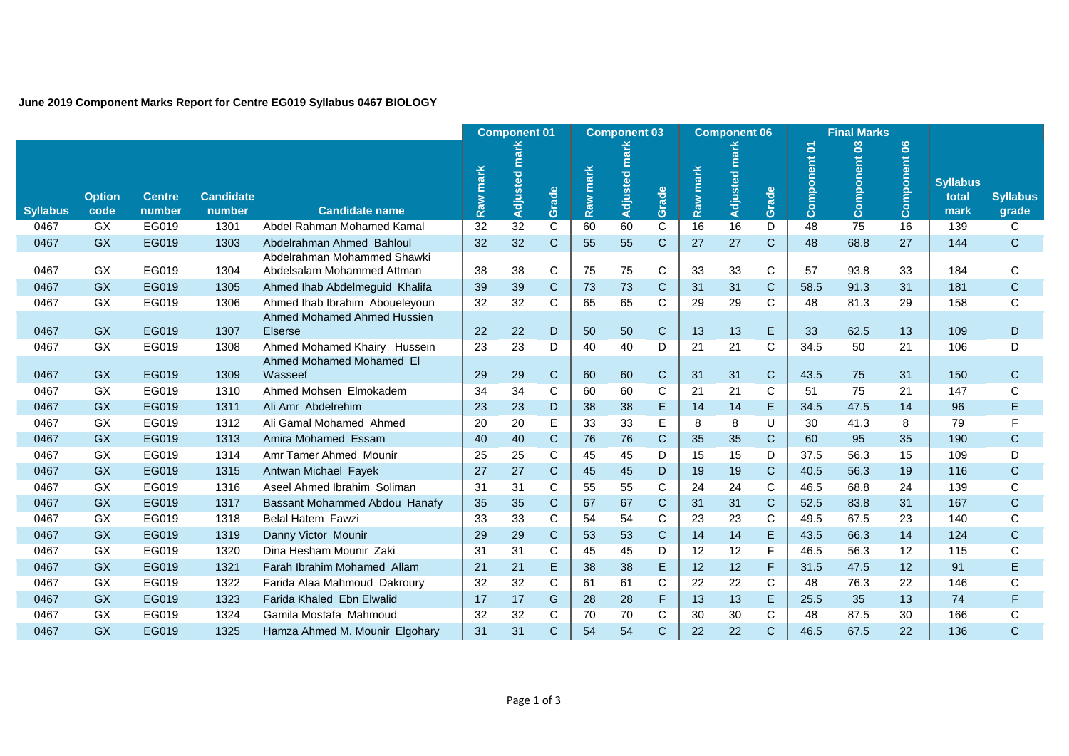**June 2019 Component Marks Report for Centre EG019 Syllabus 0467 BIOLOGY**

| | | | | | Component 01 | | | Component 03 | | | Component 06 | | | Final Marks | | | | |
|---|---|---|---|---|---|---|---|---|---|---|---|---|---|---|---|---|---|---|
| Syllabus | Option code | Centre number | Candidate number | Candidate name | Raw mark | Adjusted mark | Grade | Raw mark | Adjusted mark | Grade | Raw mark | Adjusted mark | Grade | Component 01 | Component 03 | Component 06 | Syllabus total mark | Syllabus grade |
| 0467 | GX | EG019 | 1301 | Abdel Rahman Mohamed Kamal | 32 | 32 | C | 60 | 60 | C | 16 | 16 | D | 48 | 75 | 16 | 139 | C |
| 0467 | GX | EG019 | 1303 | Abdelrahman Ahmed Bahloul | 32 | 32 | C | 55 | 55 | C | 27 | 27 | C | 48 | 68.8 | 27 | 144 | C |
| 0467 | GX | EG019 | 1304 | Abdelrahman Mohammed Shawki Abdelsalam Mohammed Attman | 38 | 38 | C | 75 | 75 | C | 33 | 33 | C | 57 | 93.8 | 33 | 184 | C |
| 0467 | GX | EG019 | 1305 | Ahmed Ihab Abdelmeguid Khalifa | 39 | 39 | C | 73 | 73 | C | 31 | 31 | C | 58.5 | 91.3 | 31 | 181 | C |
| 0467 | GX | EG019 | 1306 | Ahmed Ihab Ibrahim Aboueleyoun | 32 | 32 | C | 65 | 65 | C | 29 | 29 | C | 48 | 81.3 | 29 | 158 | C |
| 0467 | GX | EG019 | 1307 | Ahmed Mohamed Ahmed Hussien Elserse | 22 | 22 | D | 50 | 50 | C | 13 | 13 | E | 33 | 62.5 | 13 | 109 | D |
| 0467 | GX | EG019 | 1308 | Ahmed Mohamed Khairy Hussein | 23 | 23 | D | 40 | 40 | D | 21 | 21 | C | 34.5 | 50 | 21 | 106 | D |
| 0467 | GX | EG019 | 1309 | Ahmed Mohamed Mohamed El Wasseef | 29 | 29 | C | 60 | 60 | C | 31 | 31 | C | 43.5 | 75 | 31 | 150 | C |
| 0467 | GX | EG019 | 1310 | Ahmed Mohsen Elmokadem | 34 | 34 | C | 60 | 60 | C | 21 | 21 | C | 51 | 75 | 21 | 147 | C |
| 0467 | GX | EG019 | 1311 | Ali Amr Abdelrehim | 23 | 23 | D | 38 | 38 | E | 14 | 14 | E | 34.5 | 47.5 | 14 | 96 | E |
| 0467 | GX | EG019 | 1312 | Ali Gamal Mohamed Ahmed | 20 | 20 | E | 33 | 33 | E | 8 | 8 | U | 30 | 41.3 | 8 | 79 | F |
| 0467 | GX | EG019 | 1313 | Amira Mohamed Essam | 40 | 40 | C | 76 | 76 | C | 35 | 35 | C | 60 | 95 | 35 | 190 | C |
| 0467 | GX | EG019 | 1314 | Amr Tamer Ahmed Mounir | 25 | 25 | C | 45 | 45 | D | 15 | 15 | D | 37.5 | 56.3 | 15 | 109 | D |
| 0467 | GX | EG019 | 1315 | Antwan Michael Fayek | 27 | 27 | C | 45 | 45 | D | 19 | 19 | C | 40.5 | 56.3 | 19 | 116 | C |
| 0467 | GX | EG019 | 1316 | Aseel Ahmed Ibrahim Soliman | 31 | 31 | C | 55 | 55 | C | 24 | 24 | C | 46.5 | 68.8 | 24 | 139 | C |
| 0467 | GX | EG019 | 1317 | Bassant Mohammed Abdou Hanafy | 35 | 35 | C | 67 | 67 | C | 31 | 31 | C | 52.5 | 83.8 | 31 | 167 | C |
| 0467 | GX | EG019 | 1318 | Belal Hatem Fawzi | 33 | 33 | C | 54 | 54 | C | 23 | 23 | C | 49.5 | 67.5 | 23 | 140 | C |
| 0467 | GX | EG019 | 1319 | Danny Victor Mounir | 29 | 29 | C | 53 | 53 | C | 14 | 14 | E | 43.5 | 66.3 | 14 | 124 | C |
| 0467 | GX | EG019 | 1320 | Dina Hesham Mounir Zaki | 31 | 31 | C | 45 | 45 | D | 12 | 12 | F | 46.5 | 56.3 | 12 | 115 | C |
| 0467 | GX | EG019 | 1321 | Farah Ibrahim Mohamed Allam | 21 | 21 | E | 38 | 38 | E | 12 | 12 | F | 31.5 | 47.5 | 12 | 91 | E |
| 0467 | GX | EG019 | 1322 | Farida Alaa Mahmoud Dakroury | 32 | 32 | C | 61 | 61 | C | 22 | 22 | C | 48 | 76.3 | 22 | 146 | C |
| 0467 | GX | EG019 | 1323 | Farida Khaled Ebn Elwalid | 17 | 17 | G | 28 | 28 | F | 13 | 13 | E | 25.5 | 35 | 13 | 74 | F |
| 0467 | GX | EG019 | 1324 | Gamila Mostafa Mahmoud | 32 | 32 | C | 70 | 70 | C | 30 | 30 | C | 48 | 87.5 | 30 | 166 | C |
| 0467 | GX | EG019 | 1325 | Hamza Ahmed M. Mounir Elgohary | 31 | 31 | C | 54 | 54 | C | 22 | 22 | C | 46.5 | 67.5 | 22 | 136 | C |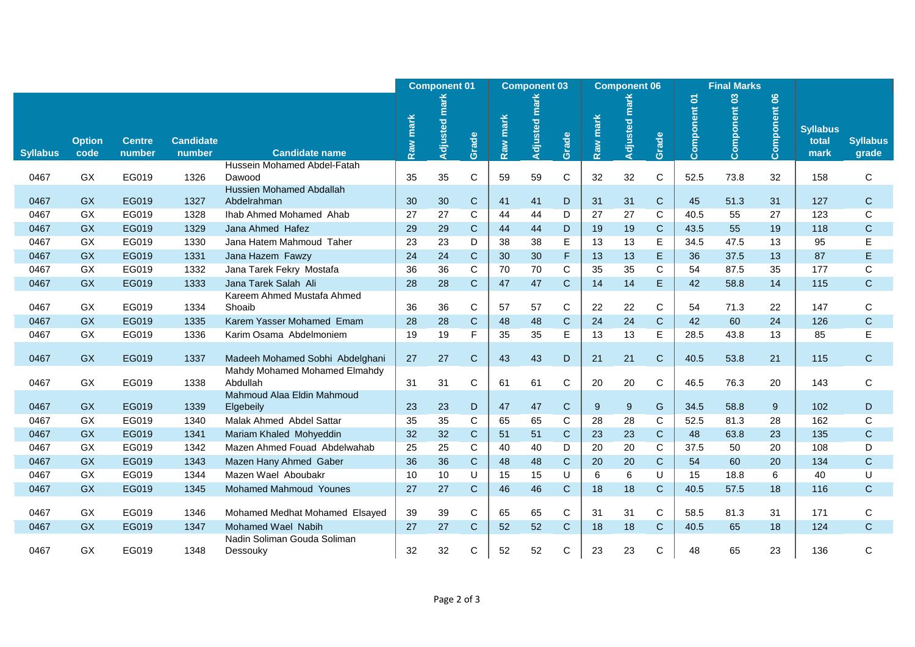| | | | | | Component 01 | | | Component 03 | | | Component 06 | | | Final Marks | | | | |
|---|---|---|---|---|---|---|---|---|---|---|---|---|---|---|---|---|---|---|
| Syllabus | Option code | Centre number | Candidate number | Candidate name | Raw mark | Adjusted mark | Grade | Raw mark | Adjusted mark | Grade | Raw mark | Adjusted mark | Grade | Component 01 | Component 03 | Component 06 | Syllabus total mark | Syllabus grade |
| 0467 | GX | EG019 | 1326 | Hussein Mohamed Abdel-Fatah Dawood | 35 | 35 | C | 59 | 59 | C | 32 | 32 | C | 52.5 | 73.8 | 32 | 158 | C |
| 0467 | GX | EG019 | 1327 | Hussien Mohamed Abdallah Abdelrahman | 30 | 30 | C | 41 | 41 | D | 31 | 31 | C | 45 | 51.3 | 31 | 127 | C |
| 0467 | GX | EG019 | 1328 | Ihab Ahmed Mohamed Ahab | 27 | 27 | C | 44 | 44 | D | 27 | 27 | C | 40.5 | 55 | 27 | 123 | C |
| 0467 | GX | EG019 | 1329 | Jana Ahmed Hafez | 29 | 29 | C | 44 | 44 | D | 19 | 19 | C | 43.5 | 55 | 19 | 118 | C |
| 0467 | GX | EG019 | 1330 | Jana Hatem Mahmoud Taher | 23 | 23 | D | 38 | 38 | E | 13 | 13 | E | 34.5 | 47.5 | 13 | 95 | E |
| 0467 | GX | EG019 | 1331 | Jana Hazem Fawzy | 24 | 24 | C | 30 | 30 | F | 13 | 13 | E | 36 | 37.5 | 13 | 87 | E |
| 0467 | GX | EG019 | 1332 | Jana Tarek Fekry Mostafa | 36 | 36 | C | 70 | 70 | C | 35 | 35 | C | 54 | 87.5 | 35 | 177 | C |
| 0467 | GX | EG019 | 1333 | Jana Tarek Salah Ali | 28 | 28 | C | 47 | 47 | C | 14 | 14 | E | 42 | 58.8 | 14 | 115 | C |
| 0467 | GX | EG019 | 1334 | Kareem Ahmed Mustafa Ahmed Shoaib | 36 | 36 | C | 57 | 57 | C | 22 | 22 | C | 54 | 71.3 | 22 | 147 | C |
| 0467 | GX | EG019 | 1335 | Karem Yasser Mohamed Emam | 28 | 28 | C | 48 | 48 | C | 24 | 24 | C | 42 | 60 | 24 | 126 | C |
| 0467 | GX | EG019 | 1336 | Karim Osama Abdelmoniem | 19 | 19 | F | 35 | 35 | E | 13 | 13 | E | 28.5 | 43.8 | 13 | 85 | E |
| 0467 | GX | EG019 | 1337 | Madeeh Mohamed Sobhi Abdelghani | 27 | 27 | C | 43 | 43 | D | 21 | 21 | C | 40.5 | 53.8 | 21 | 115 | C |
| 0467 | GX | EG019 | 1338 | Mahdy Mohamed Mohamed Elmahdy Abdullah | 31 | 31 | C | 61 | 61 | C | 20 | 20 | C | 46.5 | 76.3 | 20 | 143 | C |
| 0467 | GX | EG019 | 1339 | Mahmoud Alaa Eldin Mahmoud Elgebeily | 23 | 23 | D | 47 | 47 | C | 9 | 9 | G | 34.5 | 58.8 | 9 | 102 | D |
| 0467 | GX | EG019 | 1340 | Malak Ahmed Abdel Sattar | 35 | 35 | C | 65 | 65 | C | 28 | 28 | C | 52.5 | 81.3 | 28 | 162 | C |
| 0467 | GX | EG019 | 1341 | Mariam Khaled Mohyeddin | 32 | 32 | C | 51 | 51 | C | 23 | 23 | C | 48 | 63.8 | 23 | 135 | C |
| 0467 | GX | EG019 | 1342 | Mazen Ahmed Fouad Abdelwahab | 25 | 25 | C | 40 | 40 | D | 20 | 20 | C | 37.5 | 50 | 20 | 108 | D |
| 0467 | GX | EG019 | 1343 | Mazen Hany Ahmed Gaber | 36 | 36 | C | 48 | 48 | C | 20 | 20 | C | 54 | 60 | 20 | 134 | C |
| 0467 | GX | EG019 | 1344 | Mazen Wael Aboubakr | 10 | 10 | U | 15 | 15 | U | 6 | 6 | U | 15 | 18.8 | 6 | 40 | U |
| 0467 | GX | EG019 | 1345 | Mohamed Mahmoud Younes | 27 | 27 | C | 46 | 46 | C | 18 | 18 | C | 40.5 | 57.5 | 18 | 116 | C |
| 0467 | GX | EG019 | 1346 | Mohamed Medhat Mohamed Elsayed | 39 | 39 | C | 65 | 65 | C | 31 | 31 | C | 58.5 | 81.3 | 31 | 171 | C |
| 0467 | GX | EG019 | 1347 | Mohamed Wael Nabih | 27 | 27 | C | 52 | 52 | C | 18 | 18 | C | 40.5 | 65 | 18 | 124 | C |
| 0467 | GX | EG019 | 1348 | Nadin Soliman Gouda Soliman Dessouky | 32 | 32 | C | 52 | 52 | C | 23 | 23 | C | 48 | 65 | 23 | 136 | C |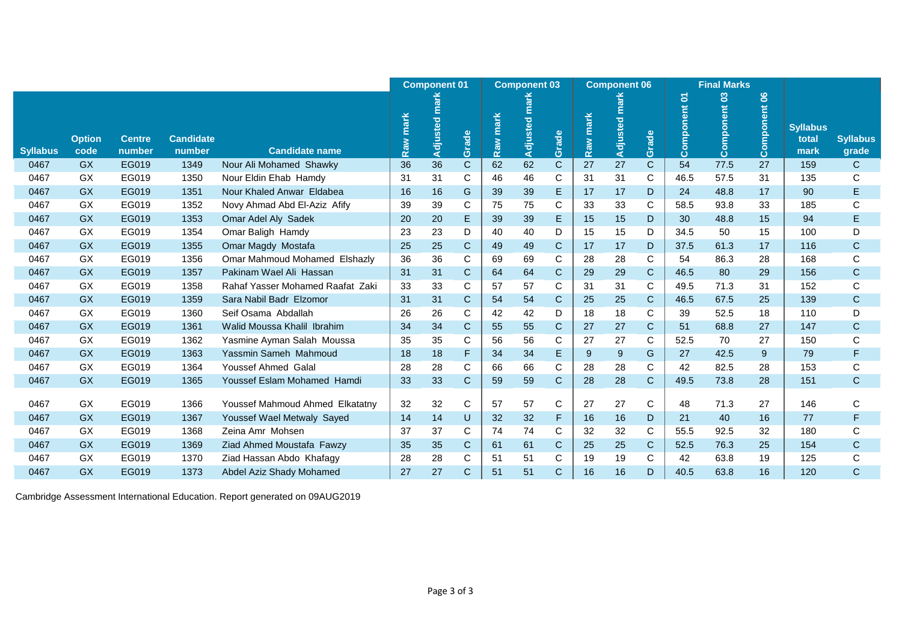| Syllabus | Option code | Centre number | Candidate number | Candidate name | Component 01 | | | Component 03 | | | Component 06 | | | Final Marks | | | Syllabus total mark | Syllabus grade |
|---|---|---|---|---|---|---|---|---|---|---|---|---|---|---|---|---|---|---|
| | | | | | Raw mark | Adjusted mark | Grade | Raw mark | Adjusted mark | Grade | Raw mark | Adjusted mark | Grade | Component 01 | Component 03 | Component 06 | | |
| 0467 | GX | EG019 | 1349 | Nour Ali Mohamed Shawky | 36 | 36 | C | 62 | 62 | C | 27 | 27 | C | 54 | 77.5 | 27 | 159 | C |
| 0467 | GX | EG019 | 1350 | Nour Eldin Ehab Hamdy | 31 | 31 | C | 46 | 46 | C | 31 | 31 | C | 46.5 | 57.5 | 31 | 135 | C |
| 0467 | GX | EG019 | 1351 | Nour Khaled Anwar Eldabea | 16 | 16 | G | 39 | 39 | E | 17 | 17 | D | 24 | 48.8 | 17 | 90 | E |
| 0467 | GX | EG019 | 1352 | Novy Ahmad Abd El-Aziz Afify | 39 | 39 | C | 75 | 75 | C | 33 | 33 | C | 58.5 | 93.8 | 33 | 185 | C |
| 0467 | GX | EG019 | 1353 | Omar Adel Aly Sadek | 20 | 20 | E | 39 | 39 | E | 15 | 15 | D | 30 | 48.8 | 15 | 94 | E |
| 0467 | GX | EG019 | 1354 | Omar Baligh Hamdy | 23 | 23 | D | 40 | 40 | D | 15 | 15 | D | 34.5 | 50 | 15 | 100 | D |
| 0467 | GX | EG019 | 1355 | Omar Magdy Mostafa | 25 | 25 | C | 49 | 49 | C | 17 | 17 | D | 37.5 | 61.3 | 17 | 116 | C |
| 0467 | GX | EG019 | 1356 | Omar Mahmoud Mohamed Elshazly | 36 | 36 | C | 69 | 69 | C | 28 | 28 | C | 54 | 86.3 | 28 | 168 | C |
| 0467 | GX | EG019 | 1357 | Pakinam Wael Ali Hassan | 31 | 31 | C | 64 | 64 | C | 29 | 29 | C | 46.5 | 80 | 29 | 156 | C |
| 0467 | GX | EG019 | 1358 | Rahaf Yasser Mohamed Raafat Zaki | 33 | 33 | C | 57 | 57 | C | 31 | 31 | C | 49.5 | 71.3 | 31 | 152 | C |
| 0467 | GX | EG019 | 1359 | Sara Nabil Badr Elzomor | 31 | 31 | C | 54 | 54 | C | 25 | 25 | C | 46.5 | 67.5 | 25 | 139 | C |
| 0467 | GX | EG019 | 1360 | Seif Osama Abdallah | 26 | 26 | C | 42 | 42 | D | 18 | 18 | C | 39 | 52.5 | 18 | 110 | D |
| 0467 | GX | EG019 | 1361 | Walid Moussa Khalil Ibrahim | 34 | 34 | C | 55 | 55 | C | 27 | 27 | C | 51 | 68.8 | 27 | 147 | C |
| 0467 | GX | EG019 | 1362 | Yasmine Ayman Salah Moussa | 35 | 35 | C | 56 | 56 | C | 27 | 27 | C | 52.5 | 70 | 27 | 150 | C |
| 0467 | GX | EG019 | 1363 | Yassmin Sameh Mahmoud | 18 | 18 | F | 34 | 34 | E | 9 | 9 | G | 27 | 42.5 | 9 | 79 | F |
| 0467 | GX | EG019 | 1364 | Youssef Ahmed Galal | 28 | 28 | C | 66 | 66 | C | 28 | 28 | C | 42 | 82.5 | 28 | 153 | C |
| 0467 | GX | EG019 | 1365 | Youssef Eslam Mohamed Hamdi | 33 | 33 | C | 59 | 59 | C | 28 | 28 | C | 49.5 | 73.8 | 28 | 151 | C |
| 0467 | GX | EG019 | 1366 | Youssef Mahmoud Ahmed Elkatatny | 32 | 32 | C | 57 | 57 | C | 27 | 27 | C | 48 | 71.3 | 27 | 146 | C |
| 0467 | GX | EG019 | 1367 | Youssef Wael Metwaly Sayed | 14 | 14 | U | 32 | 32 | F | 16 | 16 | D | 21 | 40 | 16 | 77 | F |
| 0467 | GX | EG019 | 1368 | Zeina Amr Mohsen | 37 | 37 | C | 74 | 74 | C | 32 | 32 | C | 55.5 | 92.5 | 32 | 180 | C |
| 0467 | GX | EG019 | 1369 | Ziad Ahmed Moustafa Fawzy | 35 | 35 | C | 61 | 61 | C | 25 | 25 | C | 52.5 | 76.3 | 25 | 154 | C |
| 0467 | GX | EG019 | 1370 | Ziad Hassan Abdo Khafagy | 28 | 28 | C | 51 | 51 | C | 19 | 19 | C | 42 | 63.8 | 19 | 125 | C |
| 0467 | GX | EG019 | 1373 | Abdel Aziz Shady Mohamed | 27 | 27 | C | 51 | 51 | C | 16 | 16 | D | 40.5 | 63.8 | 16 | 120 | C |

Cambridge Assessment International Education. Report generated on 09AUG2019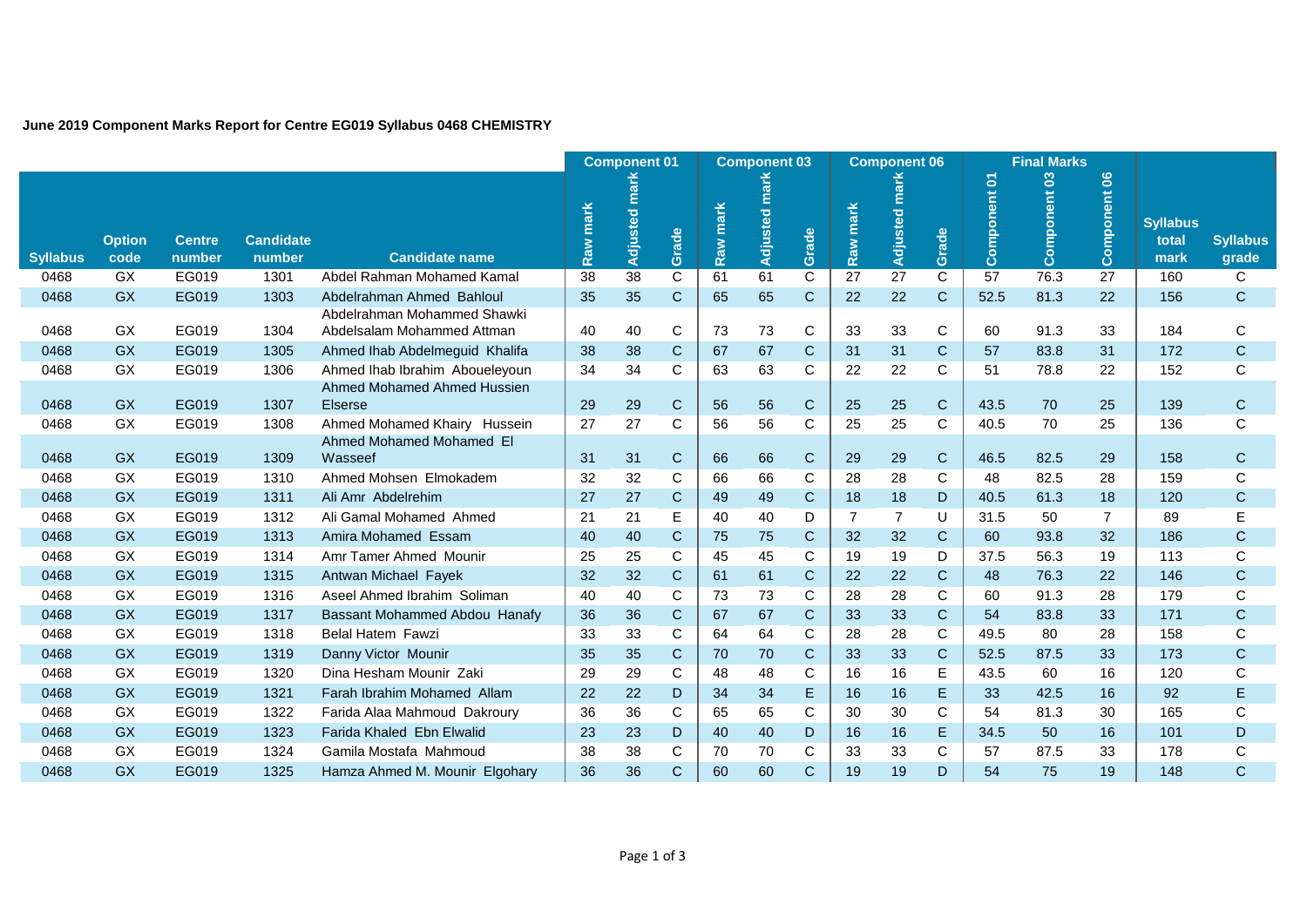**June 2019 Component Marks Report for Centre EG019 Syllabus 0468 CHEMISTRY**

| | | | | | Component 01 | | | Component 03 | | | Component 06 | | | Final Marks | | | | |
|---|---|---|---|---|---|---|---|---|---|---|---|---|---|---|---|---|---|---|
| Syllabus | Option code | Centre number | Candidate number | Candidate name | Raw mark | Adjusted mark | Grade | Raw mark | Adjusted mark | Grade | Raw mark | Adjusted mark | Grade | Component 01 | Component 03 | Component 06 | Syllabus total mark | Syllabus grade |
| 0468 | GX | EG019 | 1301 | Abdel Rahman Mohamed Kamal | 38 | 38 | C | 61 | 61 | C | 27 | 27 | C | 57 | 76.3 | 27 | 160 | C |
| 0468 | GX | EG019 | 1303 | Abdelrahman Ahmed Bahloul | 35 | 35 | C | 65 | 65 | C | 22 | 22 | C | 52.5 | 81.3 | 22 | 156 | C |
| 0468 | GX | EG019 | 1304 | Abdelrahman Mohammed Shawki Abdelsalam Mohammed Attman | 40 | 40 | C | 73 | 73 | C | 33 | 33 | C | 60 | 91.3 | 33 | 184 | C |
| 0468 | GX | EG019 | 1305 | Ahmed Ihab Abdelmeguid Khalifa | 38 | 38 | C | 67 | 67 | C | 31 | 31 | C | 57 | 83.8 | 31 | 172 | C |
| 0468 | GX | EG019 | 1306 | Ahmed Ihab Ibrahim Aboueleyoun | 34 | 34 | C | 63 | 63 | C | 22 | 22 | C | 51 | 78.8 | 22 | 152 | C |
| 0468 | GX | EG019 | 1307 | Ahmed Mohamed Ahmed Hussien Elserse | 29 | 29 | C | 56 | 56 | C | 25 | 25 | C | 43.5 | 70 | 25 | 139 | C |
| 0468 | GX | EG019 | 1308 | Ahmed Mohamed Khairy Hussein | 27 | 27 | C | 56 | 56 | C | 25 | 25 | C | 40.5 | 70 | 25 | 136 | C |
| 0468 | GX | EG019 | 1309 | Ahmed Mohamed Mohamed El Wasseef | 31 | 31 | C | 66 | 66 | C | 29 | 29 | C | 46.5 | 82.5 | 29 | 158 | C |
| 0468 | GX | EG019 | 1310 | Ahmed Mohsen Elmokadem | 32 | 32 | C | 66 | 66 | C | 28 | 28 | C | 48 | 82.5 | 28 | 159 | C |
| 0468 | GX | EG019 | 1311 | Ali Amr Abdelrehim | 27 | 27 | C | 49 | 49 | C | 18 | 18 | D | 40.5 | 61.3 | 18 | 120 | C |
| 0468 | GX | EG019 | 1312 | Ali Gamal Mohamed Ahmed | 21 | 21 | E | 40 | 40 | D | 7 | 7 | U | 31.5 | 50 | 7 | 89 | E |
| 0468 | GX | EG019 | 1313 | Amira Mohamed Essam | 40 | 40 | C | 75 | 75 | C | 32 | 32 | C | 60 | 93.8 | 32 | 186 | C |
| 0468 | GX | EG019 | 1314 | Amr Tamer Ahmed Mounir | 25 | 25 | C | 45 | 45 | C | 19 | 19 | D | 37.5 | 56.3 | 19 | 113 | C |
| 0468 | GX | EG019 | 1315 | Antwan Michael Fayek | 32 | 32 | C | 61 | 61 | C | 22 | 22 | C | 48 | 76.3 | 22 | 146 | C |
| 0468 | GX | EG019 | 1316 | Aseel Ahmed Ibrahim Soliman | 40 | 40 | C | 73 | 73 | C | 28 | 28 | C | 60 | 91.3 | 28 | 179 | C |
| 0468 | GX | EG019 | 1317 | Bassant Mohammed Abdou Hanafy | 36 | 36 | C | 67 | 67 | C | 33 | 33 | C | 54 | 83.8 | 33 | 171 | C |
| 0468 | GX | EG019 | 1318 | Belal Hatem Fawzi | 33 | 33 | C | 64 | 64 | C | 28 | 28 | C | 49.5 | 80 | 28 | 158 | C |
| 0468 | GX | EG019 | 1319 | Danny Victor Mounir | 35 | 35 | C | 70 | 70 | C | 33 | 33 | C | 52.5 | 87.5 | 33 | 173 | C |
| 0468 | GX | EG019 | 1320 | Dina Hesham Mounir Zaki | 29 | 29 | C | 48 | 48 | C | 16 | 16 | E | 43.5 | 60 | 16 | 120 | C |
| 0468 | GX | EG019 | 1321 | Farah Ibrahim Mohamed Allam | 22 | 22 | D | 34 | 34 | E | 16 | 16 | E | 33 | 42.5 | 16 | 92 | E |
| 0468 | GX | EG019 | 1322 | Farida Alaa Mahmoud Dakroury | 36 | 36 | C | 65 | 65 | C | 30 | 30 | C | 54 | 81.3 | 30 | 165 | C |
| 0468 | GX | EG019 | 1323 | Farida Khaled Ebn Elwalid | 23 | 23 | D | 40 | 40 | D | 16 | 16 | E | 34.5 | 50 | 16 | 101 | D |
| 0468 | GX | EG019 | 1324 | Gamila Mostafa Mahmoud | 38 | 38 | C | 70 | 70 | C | 33 | 33 | C | 57 | 87.5 | 33 | 178 | C |
| 0468 | GX | EG019 | 1325 | Hamza Ahmed M. Mounir Elgohary | 36 | 36 | C | 60 | 60 | C | 19 | 19 | D | 54 | 75 | 19 | 148 | C |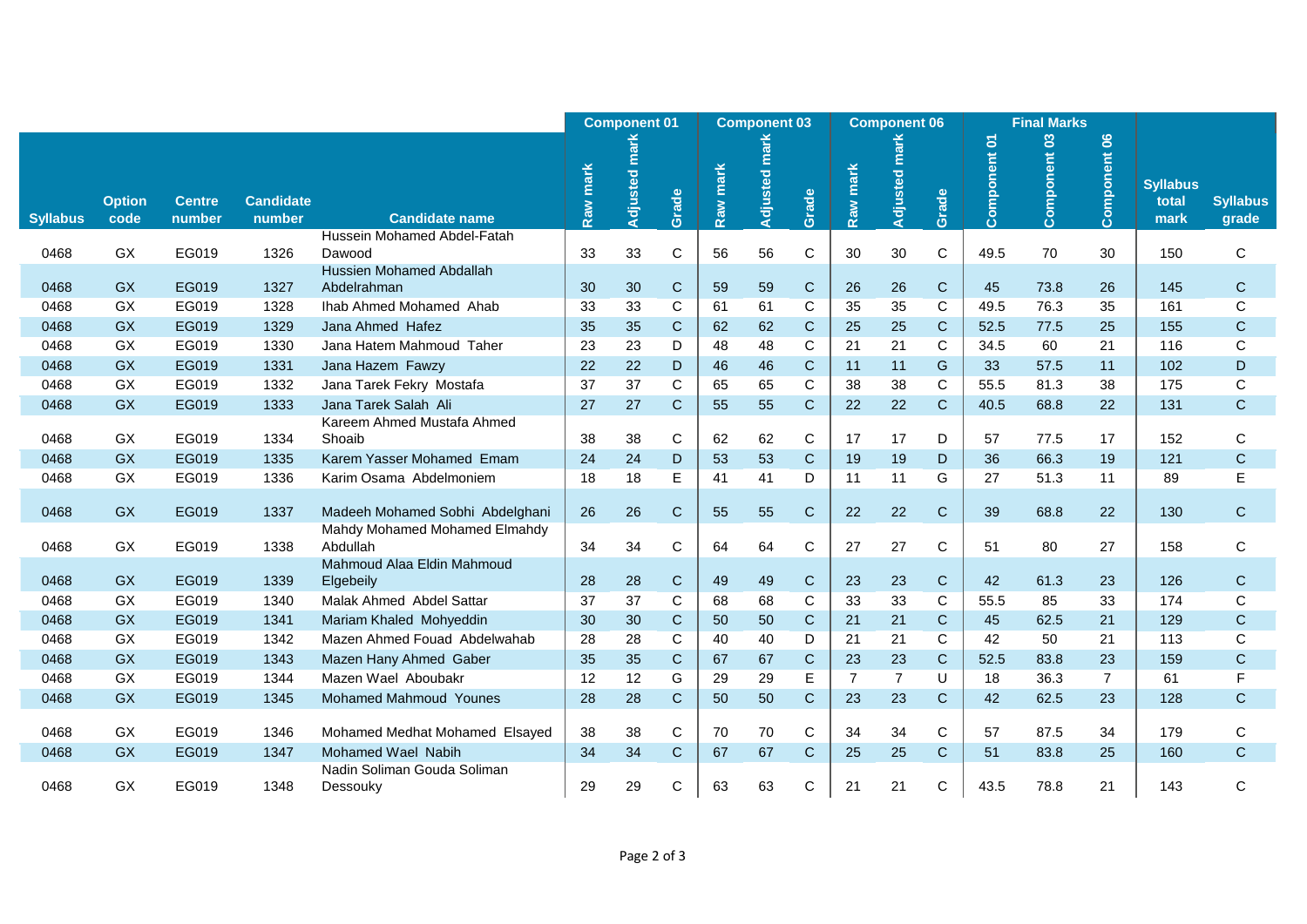| | | | | | Component 01 | | | Component 03 | | | Component 06 | | | Final Marks | | | | |
|---|---|---|---|---|---|---|---|---|---|---|---|---|---|---|---|---|---|---|
| Syllabus | Option code | Centre number | Candidate number | Candidate name | Raw mark | Adjusted mark | Grade | Raw mark | Adjusted mark | Grade | Raw mark | Adjusted mark | Grade | Component 01 | Component 03 | Component 06 | Syllabus total mark | Syllabus grade |
| 0468 | GX | EG019 | 1326 | Hussein Mohamed Abdel-Fatah Dawood | 33 | 33 | C | 56 | 56 | C | 30 | 30 | C | 49.5 | 70 | 30 | 150 | C |
| 0468 | GX | EG019 | 1327 | Hussien Mohamed Abdallah Abdelrahman | 30 | 30 | C | 59 | 59 | C | 26 | 26 | C | 45 | 73.8 | 26 | 145 | C |
| 0468 | GX | EG019 | 1328 | Ihab Ahmed Mohamed Ahab | 33 | 33 | C | 61 | 61 | C | 35 | 35 | C | 49.5 | 76.3 | 35 | 161 | C |
| 0468 | GX | EG019 | 1329 | Jana Ahmed Hafez | 35 | 35 | C | 62 | 62 | C | 25 | 25 | C | 52.5 | 77.5 | 25 | 155 | C |
| 0468 | GX | EG019 | 1330 | Jana Hatem Mahmoud Taher | 23 | 23 | D | 48 | 48 | C | 21 | 21 | C | 34.5 | 60 | 21 | 116 | C |
| 0468 | GX | EG019 | 1331 | Jana Hazem Fawzy | 22 | 22 | D | 46 | 46 | C | 11 | 11 | G | 33 | 57.5 | 11 | 102 | D |
| 0468 | GX | EG019 | 1332 | Jana Tarek Fekry Mostafa | 37 | 37 | C | 65 | 65 | C | 38 | 38 | C | 55.5 | 81.3 | 38 | 175 | C |
| 0468 | GX | EG019 | 1333 | Jana Tarek Salah Ali | 27 | 27 | C | 55 | 55 | C | 22 | 22 | C | 40.5 | 68.8 | 22 | 131 | C |
| 0468 | GX | EG019 | 1334 | Kareem Ahmed Mustafa Ahmed Shoaib | 38 | 38 | C | 62 | 62 | C | 17 | 17 | D | 57 | 77.5 | 17 | 152 | C |
| 0468 | GX | EG019 | 1335 | Karem Yasser Mohamed Emam | 24 | 24 | D | 53 | 53 | C | 19 | 19 | D | 36 | 66.3 | 19 | 121 | C |
| 0468 | GX | EG019 | 1336 | Karim Osama Abdelmoniem | 18 | 18 | E | 41 | 41 | D | 11 | 11 | G | 27 | 51.3 | 11 | 89 | E |
| 0468 | GX | EG019 | 1337 | Madeeh Mohamed Sobhi Abdelghani | 26 | 26 | C | 55 | 55 | C | 22 | 22 | C | 39 | 68.8 | 22 | 130 | C |
| 0468 | GX | EG019 | 1338 | Mahdy Mohamed Mohamed Elmahdy Abdullah | 34 | 34 | C | 64 | 64 | C | 27 | 27 | C | 51 | 80 | 27 | 158 | C |
| 0468 | GX | EG019 | 1339 | Mahmoud Alaa Eldin Mahmoud Elgebeily | 28 | 28 | C | 49 | 49 | C | 23 | 23 | C | 42 | 61.3 | 23 | 126 | C |
| 0468 | GX | EG019 | 1340 | Malak Ahmed Abdel Sattar | 37 | 37 | C | 68 | 68 | C | 33 | 33 | C | 55.5 | 85 | 33 | 174 | C |
| 0468 | GX | EG019 | 1341 | Mariam Khaled Mohyeddin | 30 | 30 | C | 50 | 50 | C | 21 | 21 | C | 45 | 62.5 | 21 | 129 | C |
| 0468 | GX | EG019 | 1342 | Mazen Ahmed Fouad Abdelwahab | 28 | 28 | C | 40 | 40 | D | 21 | 21 | C | 42 | 50 | 21 | 113 | C |
| 0468 | GX | EG019 | 1343 | Mazen Hany Ahmed Gaber | 35 | 35 | C | 67 | 67 | C | 23 | 23 | C | 52.5 | 83.8 | 23 | 159 | C |
| 0468 | GX | EG019 | 1344 | Mazen Wael Aboubakr | 12 | 12 | G | 29 | 29 | E | 7 | 7 | U | 18 | 36.3 | 7 | 61 | F |
| 0468 | GX | EG019 | 1345 | Mohamed Mahmoud Younes | 28 | 28 | C | 50 | 50 | C | 23 | 23 | C | 42 | 62.5 | 23 | 128 | C |
| 0468 | GX | EG019 | 1346 | Mohamed Medhat Mohamed Elsayed | 38 | 38 | C | 70 | 70 | C | 34 | 34 | C | 57 | 87.5 | 34 | 179 | C |
| 0468 | GX | EG019 | 1347 | Mohamed Wael Nabih | 34 | 34 | C | 67 | 67 | C | 25 | 25 | C | 51 | 83.8 | 25 | 160 | C |
| 0468 | GX | EG019 | 1348 | Nadin Soliman Gouda Soliman Dessouky | 29 | 29 | C | 63 | 63 | C | 21 | 21 | C | 43.5 | 78.8 | 21 | 143 | C |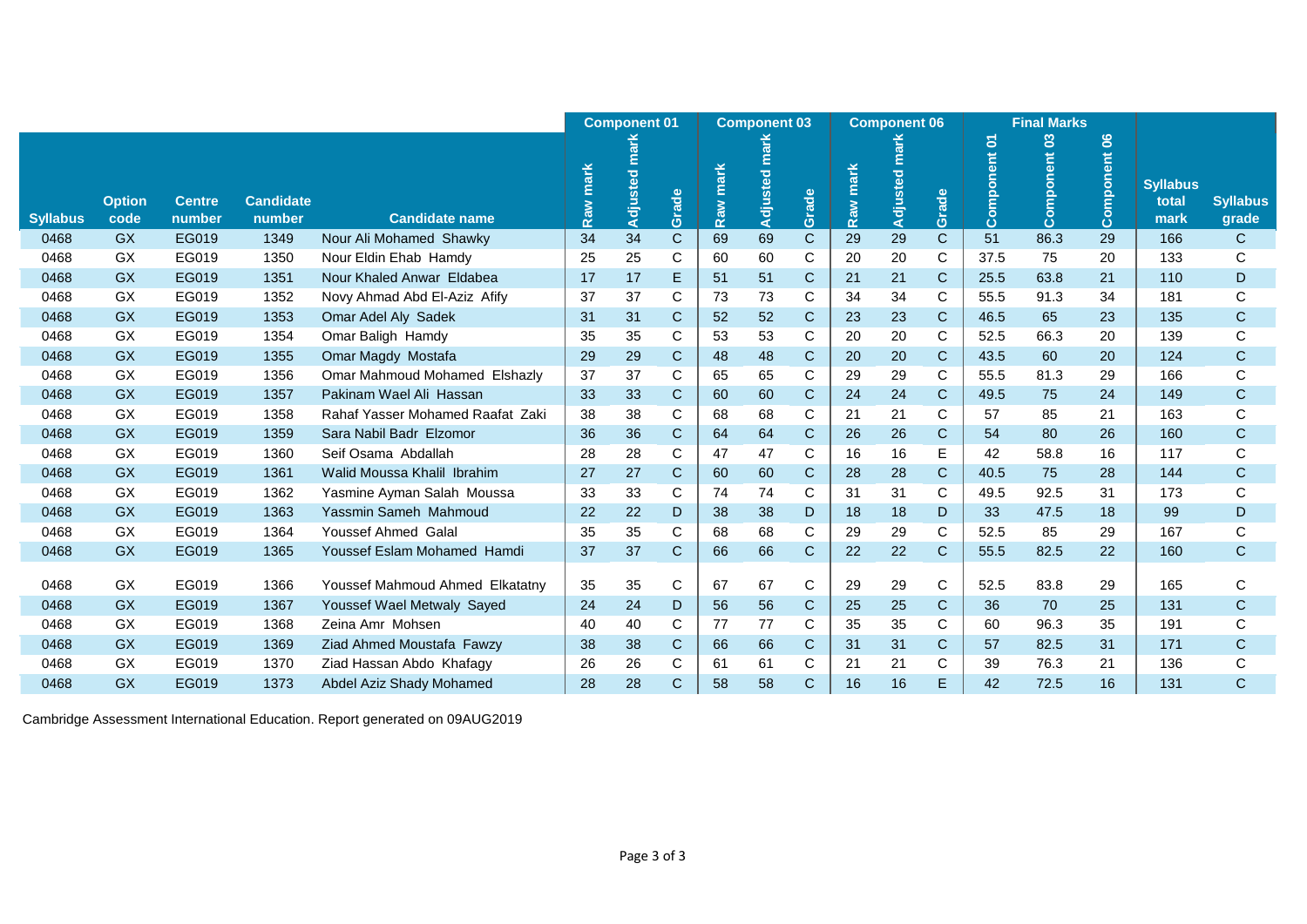| Syllabus | Option code | Centre number | Candidate number | Candidate name | Component 01 | | | Component 03 | | | Component 06 | | | Final Marks | | | Syllabus total mark | Syllabus grade |
|---|---|---|---|---|---|---|---|---|---|---|---|---|---|---|---|---|---|---|
| | | | | | Raw mark | Adjusted mark | Grade | Raw mark | Adjusted mark | Grade | Raw mark | Adjusted mark | Grade | Component 01 | Component 03 | Component 06 | | |
| 0468 | GX | EG019 | 1349 | Nour Ali Mohamed Shawky | 34 | 34 | C | 69 | 69 | C | 29 | 29 | C | 51 | 86.3 | 29 | 166 | C |
| 0468 | GX | EG019 | 1350 | Nour Eldin Ehab Hamdy | 25 | 25 | C | 60 | 60 | C | 20 | 20 | C | 37.5 | 75 | 20 | 133 | C |
| 0468 | GX | EG019 | 1351 | Nour Khaled Anwar Eldabea | 17 | 17 | E | 51 | 51 | C | 21 | 21 | C | 25.5 | 63.8 | 21 | 110 | D |
| 0468 | GX | EG019 | 1352 | Novy Ahmad Abd El-Aziz Afify | 37 | 37 | C | 73 | 73 | C | 34 | 34 | C | 55.5 | 91.3 | 34 | 181 | C |
| 0468 | GX | EG019 | 1353 | Omar Adel Aly Sadek | 31 | 31 | C | 52 | 52 | C | 23 | 23 | C | 46.5 | 65 | 23 | 135 | C |
| 0468 | GX | EG019 | 1354 | Omar Baligh Hamdy | 35 | 35 | C | 53 | 53 | C | 20 | 20 | C | 52.5 | 66.3 | 20 | 139 | C |
| 0468 | GX | EG019 | 1355 | Omar Magdy Mostafa | 29 | 29 | C | 48 | 48 | C | 20 | 20 | C | 43.5 | 60 | 20 | 124 | C |
| 0468 | GX | EG019 | 1356 | Omar Mahmoud Mohamed Elshazly | 37 | 37 | C | 65 | 65 | C | 29 | 29 | C | 55.5 | 81.3 | 29 | 166 | C |
| 0468 | GX | EG019 | 1357 | Pakinam Wael Ali Hassan | 33 | 33 | C | 60 | 60 | C | 24 | 24 | C | 49.5 | 75 | 24 | 149 | C |
| 0468 | GX | EG019 | 1358 | Rahaf Yasser Mohamed Raafat Zaki | 38 | 38 | C | 68 | 68 | C | 21 | 21 | C | 57 | 85 | 21 | 163 | C |
| 0468 | GX | EG019 | 1359 | Sara Nabil Badr Elzomor | 36 | 36 | C | 64 | 64 | C | 26 | 26 | C | 54 | 80 | 26 | 160 | C |
| 0468 | GX | EG019 | 1360 | Seif Osama Abdallah | 28 | 28 | C | 47 | 47 | C | 16 | 16 | E | 42 | 58.8 | 16 | 117 | C |
| 0468 | GX | EG019 | 1361 | Walid Moussa Khalil Ibrahim | 27 | 27 | C | 60 | 60 | C | 28 | 28 | C | 40.5 | 75 | 28 | 144 | C |
| 0468 | GX | EG019 | 1362 | Yasmine Ayman Salah Moussa | 33 | 33 | C | 74 | 74 | C | 31 | 31 | C | 49.5 | 92.5 | 31 | 173 | C |
| 0468 | GX | EG019 | 1363 | Yassmin Sameh Mahmoud | 22 | 22 | D | 38 | 38 | D | 18 | 18 | D | 33 | 47.5 | 18 | 99 | D |
| 0468 | GX | EG019 | 1364 | Youssef Ahmed Galal | 35 | 35 | C | 68 | 68 | C | 29 | 29 | C | 52.5 | 85 | 29 | 167 | C |
| 0468 | GX | EG019 | 1365 | Youssef Eslam Mohamed Hamdi | 37 | 37 | C | 66 | 66 | C | 22 | 22 | C | 55.5 | 82.5 | 22 | 160 | C |
| 0468 | GX | EG019 | 1366 | Youssef Mahmoud Ahmed Elkatatny | 35 | 35 | C | 67 | 67 | C | 29 | 29 | C | 52.5 | 83.8 | 29 | 165 | C |
| 0468 | GX | EG019 | 1367 | Youssef Wael Metwaly Sayed | 24 | 24 | D | 56 | 56 | C | 25 | 25 | C | 36 | 70 | 25 | 131 | C |
| 0468 | GX | EG019 | 1368 | Zeina Amr Mohsen | 40 | 40 | C | 77 | 77 | C | 35 | 35 | C | 60 | 96.3 | 35 | 191 | C |
| 0468 | GX | EG019 | 1369 | Ziad Ahmed Moustafa Fawzy | 38 | 38 | C | 66 | 66 | C | 31 | 31 | C | 57 | 82.5 | 31 | 171 | C |
| 0468 | GX | EG019 | 1370 | Ziad Hassan Abdo Khafagy | 26 | 26 | C | 61 | 61 | C | 21 | 21 | C | 39 | 76.3 | 21 | 136 | C |
| 0468 | GX | EG019 | 1373 | Abdel Aziz Shady Mohamed | 28 | 28 | C | 58 | 58 | C | 16 | 16 | E | 42 | 72.5 | 16 | 131 | C |

Cambridge Assessment International Education. Report generated on 09AUG2019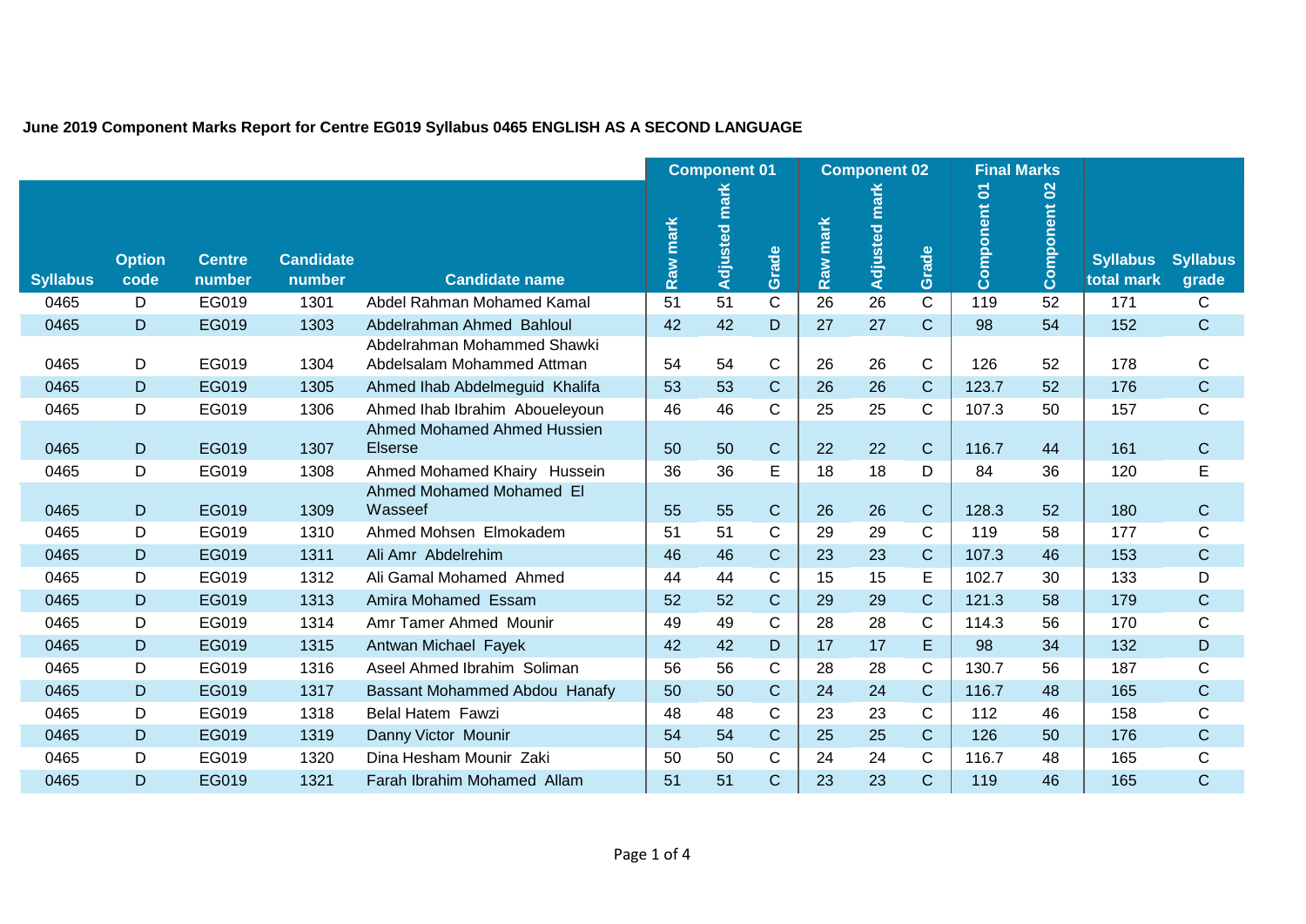**June 2019 Component Marks Report for Centre EG019 Syllabus 0465 ENGLISH AS A SECOND LANGUAGE**

| | | | | | Component 01 | | | Component 02 | | | Final Marks | | | |
|---|---|---|---|---|---|---|---|---|---|---|---|---|---|---|
| Syllabus | Option code | Centre number | Candidate number | Candidate name | Raw mark | Adjusted mark | Grade | Raw mark | Adjusted mark | Grade | Component 01 | Component 02 | Syllabus total mark | Syllabus grade |
| 0465 | D | EG019 | 1301 | Abdel Rahman Mohamed Kamal | 51 | 51 | C | 26 | 26 | C | 119 | 52 | 171 | C |
| 0465 | D | EG019 | 1303 | Abdelrahman Ahmed Bahloul | 42 | 42 | D | 27 | 27 | C | 98 | 54 | 152 | C |
| 0465 | D | EG019 | 1304 | Abdelrahman Mohammed Shawki Abdelsalam Mohammed Attman | 54 | 54 | C | 26 | 26 | C | 126 | 52 | 178 | C |
| 0465 | D | EG019 | 1305 | Ahmed Ihab Abdelmeguid Khalifa | 53 | 53 | C | 26 | 26 | C | 123.7 | 52 | 176 | C |
| 0465 | D | EG019 | 1306 | Ahmed Ihab Ibrahim Aboueleyoun | 46 | 46 | C | 25 | 25 | C | 107.3 | 50 | 157 | C |
| 0465 | D | EG019 | 1307 | Ahmed Mohamed Ahmed Hussien Elserse | 50 | 50 | C | 22 | 22 | C | 116.7 | 44 | 161 | C |
| 0465 | D | EG019 | 1308 | Ahmed Mohamed Khairy Hussein | 36 | 36 | E | 18 | 18 | D | 84 | 36 | 120 | E |
| 0465 | D | EG019 | 1309 | Ahmed Mohamed Mohamed El Wasseef | 55 | 55 | C | 26 | 26 | C | 128.3 | 52 | 180 | C |
| 0465 | D | EG019 | 1310 | Ahmed Mohsen Elmokadem | 51 | 51 | C | 29 | 29 | C | 119 | 58 | 177 | C |
| 0465 | D | EG019 | 1311 | Ali Amr Abdelrehim | 46 | 46 | C | 23 | 23 | C | 107.3 | 46 | 153 | C |
| 0465 | D | EG019 | 1312 | Ali Gamal Mohamed Ahmed | 44 | 44 | C | 15 | 15 | E | 102.7 | 30 | 133 | D |
| 0465 | D | EG019 | 1313 | Amira Mohamed Essam | 52 | 52 | C | 29 | 29 | C | 121.3 | 58 | 179 | C |
| 0465 | D | EG019 | 1314 | Amr Tamer Ahmed Mounir | 49 | 49 | C | 28 | 28 | C | 114.3 | 56 | 170 | C |
| 0465 | D | EG019 | 1315 | Antwan Michael Fayek | 42 | 42 | D | 17 | 17 | E | 98 | 34 | 132 | D |
| 0465 | D | EG019 | 1316 | Aseel Ahmed Ibrahim Soliman | 56 | 56 | C | 28 | 28 | C | 130.7 | 56 | 187 | C |
| 0465 | D | EG019 | 1317 | Bassant Mohammed Abdou Hanafy | 50 | 50 | C | 24 | 24 | C | 116.7 | 48 | 165 | C |
| 0465 | D | EG019 | 1318 | Belal Hatem Fawzi | 48 | 48 | C | 23 | 23 | C | 112 | 46 | 158 | C |
| 0465 | D | EG019 | 1319 | Danny Victor Mounir | 54 | 54 | C | 25 | 25 | C | 126 | 50 | 176 | C |
| 0465 | D | EG019 | 1320 | Dina Hesham Mounir Zaki | 50 | 50 | C | 24 | 24 | C | 116.7 | 48 | 165 | C |
| 0465 | D | EG019 | 1321 | Farah Ibrahim Mohamed Allam | 51 | 51 | C | 23 | 23 | C | 119 | 46 | 165 | C |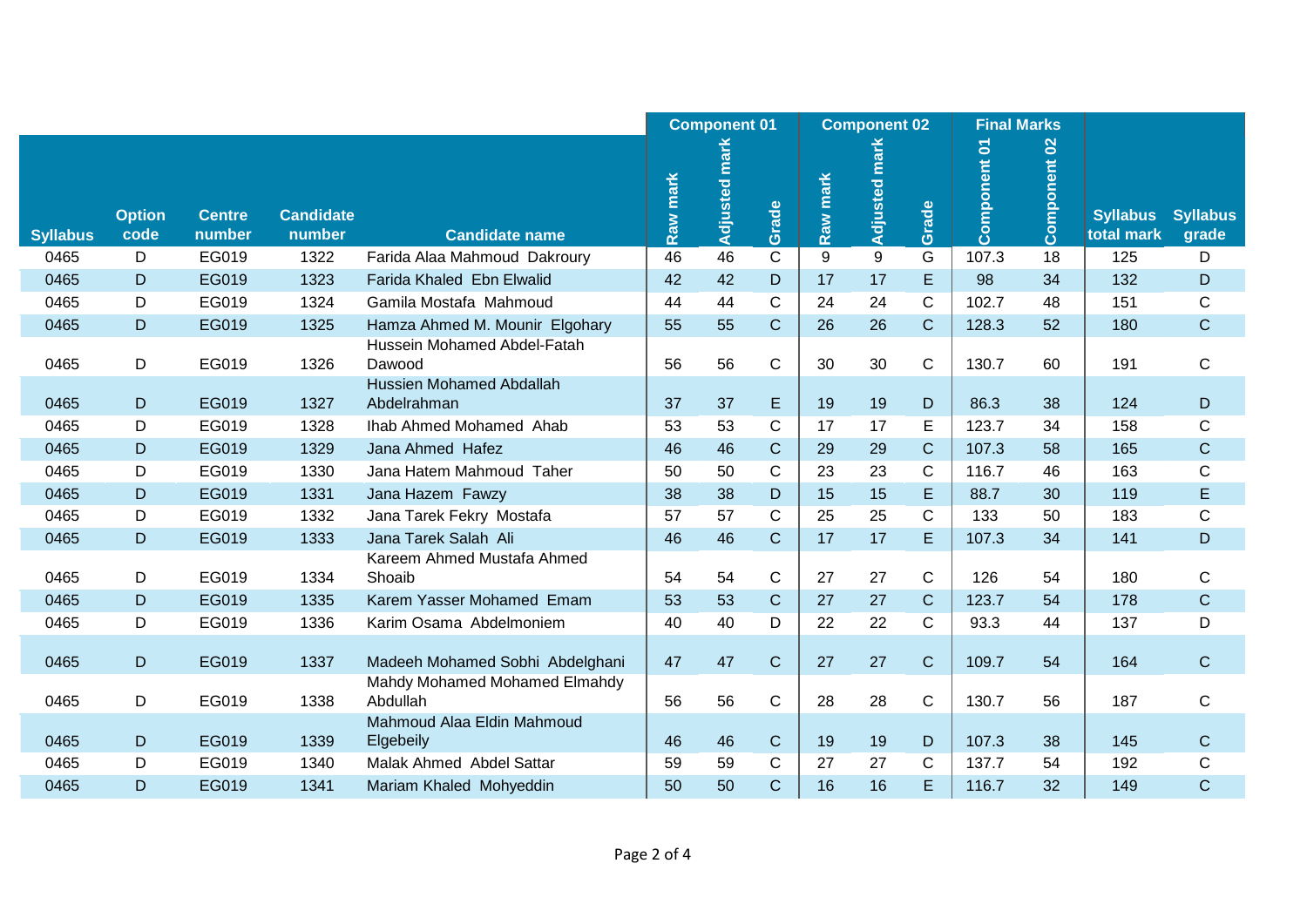| | | | | | Component 01 | | | Component 02 | | | Final Marks | | | |
|---|---|---|---|---|---|---|---|---|---|---|---|---|---|---|
| Syllabus | Option code | Centre number | Candidate number | Candidate name | Raw mark | Adjusted mark | Grade | Raw mark | Adjusted mark | Grade | Component 01 | Component 02 | Syllabus total mark | Syllabus grade |
| 0465 | D | EG019 | 1322 | Farida Alaa Mahmoud Dakroury | 46 | 46 | C | 9 | 9 | G | 107.3 | 18 | 125 | D |
| 0465 | D | EG019 | 1323 | Farida Khaled Ebn Elwalid | 42 | 42 | D | 17 | 17 | E | 98 | 34 | 132 | D |
| 0465 | D | EG019 | 1324 | Gamila Mostafa Mahmoud | 44 | 44 | C | 24 | 24 | C | 102.7 | 48 | 151 | C |
| 0465 | D | EG019 | 1325 | Hamza Ahmed M. Mounir Elgohary | 55 | 55 | C | 26 | 26 | C | 128.3 | 52 | 180 | C |
| 0465 | D | EG019 | 1326 | Hussein Mohamed Abdel-Fatah Dawood | 56 | 56 | C | 30 | 30 | C | 130.7 | 60 | 191 | C |
| 0465 | D | EG019 | 1327 | Hussien Mohamed Abdallah Abdelrahman | 37 | 37 | E | 19 | 19 | D | 86.3 | 38 | 124 | D |
| 0465 | D | EG019 | 1328 | Ihab Ahmed Mohamed Ahab | 53 | 53 | C | 17 | 17 | E | 123.7 | 34 | 158 | C |
| 0465 | D | EG019 | 1329 | Jana Ahmed Hafez | 46 | 46 | C | 29 | 29 | C | 107.3 | 58 | 165 | C |
| 0465 | D | EG019 | 1330 | Jana Hatem Mahmoud Taher | 50 | 50 | C | 23 | 23 | C | 116.7 | 46 | 163 | C |
| 0465 | D | EG019 | 1331 | Jana Hazem Fawzy | 38 | 38 | D | 15 | 15 | E | 88.7 | 30 | 119 | E |
| 0465 | D | EG019 | 1332 | Jana Tarek Fekry Mostafa | 57 | 57 | C | 25 | 25 | C | 133 | 50 | 183 | C |
| 0465 | D | EG019 | 1333 | Jana Tarek Salah Ali | 46 | 46 | C | 17 | 17 | E | 107.3 | 34 | 141 | D |
| 0465 | D | EG019 | 1334 | Kareem Ahmed Mustafa Ahmed Shoaib | 54 | 54 | C | 27 | 27 | C | 126 | 54 | 180 | C |
| 0465 | D | EG019 | 1335 | Karem Yasser Mohamed Emam | 53 | 53 | C | 27 | 27 | C | 123.7 | 54 | 178 | C |
| 0465 | D | EG019 | 1336 | Karim Osama Abdelmoniem | 40 | 40 | D | 22 | 22 | C | 93.3 | 44 | 137 | D |
| 0465 | D | EG019 | 1337 | Madeeh Mohamed Sobhi Abdelghani | 47 | 47 | C | 27 | 27 | C | 109.7 | 54 | 164 | C |
| 0465 | D | EG019 | 1338 | Mahdy Mohamed Mohamed Elmahdy Abdullah | 56 | 56 | C | 28 | 28 | C | 130.7 | 56 | 187 | C |
| 0465 | D | EG019 | 1339 | Mahmoud Alaa Eldin Mahmoud Elgebeily | 46 | 46 | C | 19 | 19 | D | 107.3 | 38 | 145 | C |
| 0465 | D | EG019 | 1340 | Malak Ahmed Abdel Sattar | 59 | 59 | C | 27 | 27 | C | 137.7 | 54 | 192 | C |
| 0465 | D | EG019 | 1341 | Mariam Khaled Mohyeddin | 50 | 50 | C | 16 | 16 | E | 116.7 | 32 | 149 | C |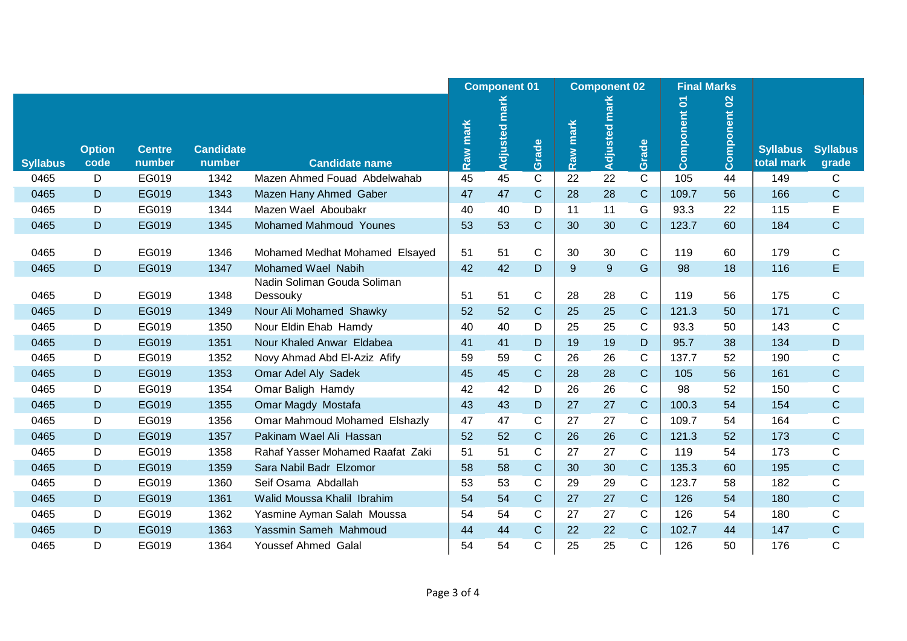| | | | | | Component 01 | | | Component 02 | | | Final Marks | | | |
|---|---|---|---|---|---|---|---|---|---|---|---|---|---|---|
| Syllabus | Option code | Centre number | Candidate number | Candidate name | Raw mark | Adjusted mark | Grade | Raw mark | Adjusted mark | Grade | Component 01 | Component 02 | Syllabus total mark | Syllabus grade |
| 0465 | D | EG019 | 1342 | Mazen Ahmed Fouad Abdelwahab | 45 | 45 | C | 22 | 22 | C | 105 | 44 | 149 | C |
| 0465 | D | EG019 | 1343 | Mazen Hany Ahmed Gaber | 47 | 47 | C | 28 | 28 | C | 109.7 | 56 | 166 | C |
| 0465 | D | EG019 | 1344 | Mazen Wael Aboubakr | 40 | 40 | D | 11 | 11 | G | 93.3 | 22 | 115 | E |
| 0465 | D | EG019 | 1345 | Mohamed Mahmoud Younes | 53 | 53 | C | 30 | 30 | C | 123.7 | 60 | 184 | C |
| 0465 | D | EG019 | 1346 | Mohamed Medhat Mohamed Elsayed | 51 | 51 | C | 30 | 30 | C | 119 | 60 | 179 | C |
| 0465 | D | EG019 | 1347 | Mohamed Wael Nabih | 42 | 42 | D | 9 | 9 | G | 98 | 18 | 116 | E |
| 0465 | D | EG019 | 1348 | Nadin Soliman Gouda Soliman Dessouky | 51 | 51 | C | 28 | 28 | C | 119 | 56 | 175 | C |
| 0465 | D | EG019 | 1349 | Nour Ali Mohamed Shawky | 52 | 52 | C | 25 | 25 | C | 121.3 | 50 | 171 | C |
| 0465 | D | EG019 | 1350 | Nour Eldin Ehab Hamdy | 40 | 40 | D | 25 | 25 | C | 93.3 | 50 | 143 | C |
| 0465 | D | EG019 | 1351 | Nour Khaled Anwar Eldabea | 41 | 41 | D | 19 | 19 | D | 95.7 | 38 | 134 | D |
| 0465 | D | EG019 | 1352 | Novy Ahmad Abd El-Aziz Afify | 59 | 59 | C | 26 | 26 | C | 137.7 | 52 | 190 | C |
| 0465 | D | EG019 | 1353 | Omar Adel Aly Sadek | 45 | 45 | C | 28 | 28 | C | 105 | 56 | 161 | C |
| 0465 | D | EG019 | 1354 | Omar Baligh Hamdy | 42 | 42 | D | 26 | 26 | C | 98 | 52 | 150 | C |
| 0465 | D | EG019 | 1355 | Omar Magdy Mostafa | 43 | 43 | D | 27 | 27 | C | 100.3 | 54 | 154 | C |
| 0465 | D | EG019 | 1356 | Omar Mahmoud Mohamed Elshazly | 47 | 47 | C | 27 | 27 | C | 109.7 | 54 | 164 | C |
| 0465 | D | EG019 | 1357 | Pakinam Wael Ali Hassan | 52 | 52 | C | 26 | 26 | C | 121.3 | 52 | 173 | C |
| 0465 | D | EG019 | 1358 | Rahaf Yasser Mohamed Raafat Zaki | 51 | 51 | C | 27 | 27 | C | 119 | 54 | 173 | C |
| 0465 | D | EG019 | 1359 | Sara Nabil Badr Elzomor | 58 | 58 | C | 30 | 30 | C | 135.3 | 60 | 195 | C |
| 0465 | D | EG019 | 1360 | Seif Osama Abdallah | 53 | 53 | C | 29 | 29 | C | 123.7 | 58 | 182 | C |
| 0465 | D | EG019 | 1361 | Walid Moussa Khalil Ibrahim | 54 | 54 | C | 27 | 27 | C | 126 | 54 | 180 | C |
| 0465 | D | EG019 | 1362 | Yasmine Ayman Salah Moussa | 54 | 54 | C | 27 | 27 | C | 126 | 54 | 180 | C |
| 0465 | D | EG019 | 1363 | Yassmin Sameh Mahmoud | 44 | 44 | C | 22 | 22 | C | 102.7 | 44 | 147 | C |
| 0465 | D | EG019 | 1364 | Youssef Ahmed Galal | 54 | 54 | C | 25 | 25 | C | 126 | 50 | 176 | C |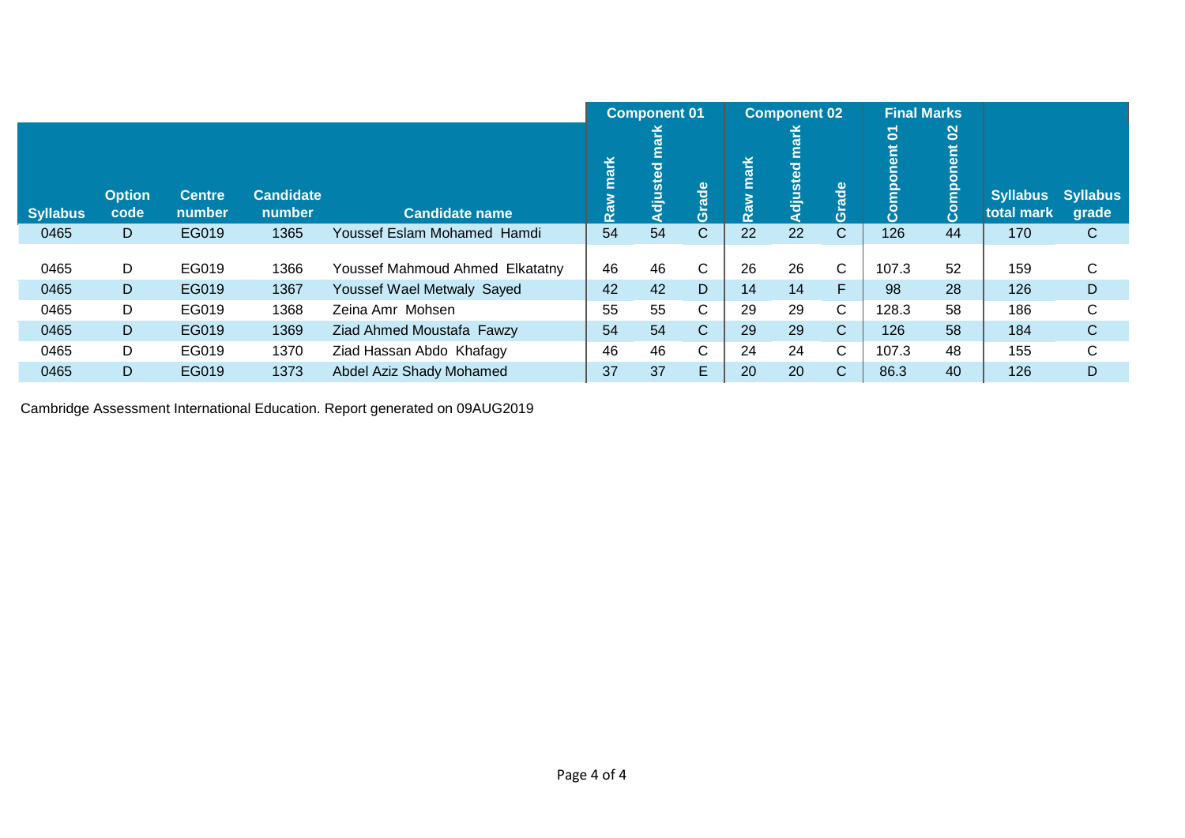| | | | | | Component 01 | | | Component 02 | | | Final Marks | | | |
|---|---|---|---|---|---|---|---|---|---|---|---|---|---|---|
| Syllabus | Option code | Centre number | Candidate number | Candidate name | Raw mark | Adjusted mark | Grade | Raw mark | Adjusted mark | Grade | Component 01 | Component 02 | Syllabus total mark | Syllabus grade |
| 0465 | D | EG019 | 1365 | Youssef Eslam Mohamed Hamdi | 54 | 54 | C | 22 | 22 | C | 126 | 44 | 170 | C |
| 0465 | D | EG019 | 1366 | Youssef Mahmoud Ahmed Elkatatny | 46 | 46 | C | 26 | 26 | C | 107.3 | 52 | 159 | C |
| 0465 | D | EG019 | 1367 | Youssef Wael Metwaly Sayed | 42 | 42 | D | 14 | 14 | F | 98 | 28 | 126 | D |
| 0465 | D | EG019 | 1368 | Zeina Amr Mohsen | 55 | 55 | C | 29 | 29 | C | 128.3 | 58 | 186 | C |
| 0465 | D | EG019 | 1369 | Ziad Ahmed Moustafa Fawzy | 54 | 54 | C | 29 | 29 | C | 126 | 58 | 184 | C |
| 0465 | D | EG019 | 1370 | Ziad Hassan Abdo Khafagy | 46 | 46 | C | 24 | 24 | C | 107.3 | 48 | 155 | C |
| 0465 | D | EG019 | 1373 | Abdel Aziz Shady Mohamed | 37 | 37 | E | 20 | 20 | C | 86.3 | 40 | 126 | D |

Cambridge Assessment International Education. Report generated on 09AUG2019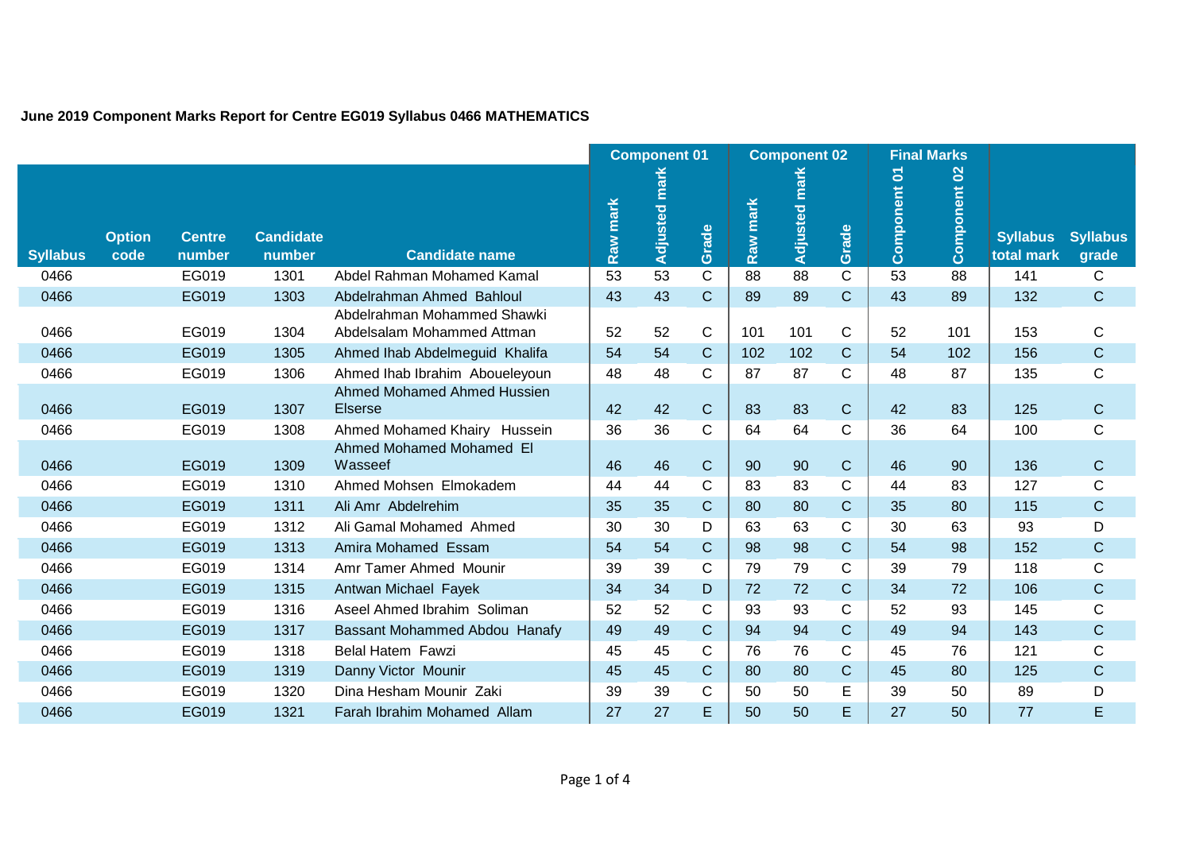**June 2019 Component Marks Report for Centre EG019 Syllabus 0466 MATHEMATICS**

| | | | | | Component 01 | | | Component 02 | | | Final Marks | | | |
|---|---|---|---|---|---|---|---|---|---|---|---|---|---|---|
| Syllabus | Option code | Centre number | Candidate number | Candidate name | Raw mark | Adjusted mark | Grade | Raw mark | Adjusted mark | Grade | Component 01 | Component 02 | Syllabus total mark | Syllabus grade |
| 0466 | | EG019 | 1301 | Abdel Rahman Mohamed Kamal | 53 | 53 | C | 88 | 88 | C | 53 | 88 | 141 | C |
| 0466 | | EG019 | 1303 | Abdelrahman Ahmed Bahloul | 43 | 43 | C | 89 | 89 | C | 43 | 89 | 132 | C |
| 0466 | | EG019 | 1304 | Abdelrahman Mohammed Shawki Abdelsalam Mohammed Attman | 52 | 52 | C | 101 | 101 | C | 52 | 101 | 153 | C |
| 0466 | | EG019 | 1305 | Ahmed Ihab Abdelmeguid Khalifa | 54 | 54 | C | 102 | 102 | C | 54 | 102 | 156 | C |
| 0466 | | EG019 | 1306 | Ahmed Ihab Ibrahim Aboueleyoun | 48 | 48 | C | 87 | 87 | C | 48 | 87 | 135 | C |
| 0466 | | EG019 | 1307 | Ahmed Mohamed Ahmed Hussien Elserse | 42 | 42 | C | 83 | 83 | C | 42 | 83 | 125 | C |
| 0466 | | EG019 | 1308 | Ahmed Mohamed Khairy Hussein | 36 | 36 | C | 64 | 64 | C | 36 | 64 | 100 | C |
| 0466 | | EG019 | 1309 | Ahmed Mohamed Mohamed El Wasseef | 46 | 46 | C | 90 | 90 | C | 46 | 90 | 136 | C |
| 0466 | | EG019 | 1310 | Ahmed Mohsen Elmokadem | 44 | 44 | C | 83 | 83 | C | 44 | 83 | 127 | C |
| 0466 | | EG019 | 1311 | Ali Amr Abdelrehim | 35 | 35 | C | 80 | 80 | C | 35 | 80 | 115 | C |
| 0466 | | EG019 | 1312 | Ali Gamal Mohamed Ahmed | 30 | 30 | D | 63 | 63 | C | 30 | 63 | 93 | D |
| 0466 | | EG019 | 1313 | Amira Mohamed Essam | 54 | 54 | C | 98 | 98 | C | 54 | 98 | 152 | C |
| 0466 | | EG019 | 1314 | Amr Tamer Ahmed Mounir | 39 | 39 | C | 79 | 79 | C | 39 | 79 | 118 | C |
| 0466 | | EG019 | 1315 | Antwan Michael Fayek | 34 | 34 | D | 72 | 72 | C | 34 | 72 | 106 | C |
| 0466 | | EG019 | 1316 | Aseel Ahmed Ibrahim Soliman | 52 | 52 | C | 93 | 93 | C | 52 | 93 | 145 | C |
| 0466 | | EG019 | 1317 | Bassant Mohammed Abdou Hanafy | 49 | 49 | C | 94 | 94 | C | 49 | 94 | 143 | C |
| 0466 | | EG019 | 1318 | Belal Hatem Fawzi | 45 | 45 | C | 76 | 76 | C | 45 | 76 | 121 | C |
| 0466 | | EG019 | 1319 | Danny Victor Mounir | 45 | 45 | C | 80 | 80 | C | 45 | 80 | 125 | C |
| 0466 | | EG019 | 1320 | Dina Hesham Mounir Zaki | 39 | 39 | C | 50 | 50 | E | 39 | 50 | 89 | D |
| 0466 | | EG019 | 1321 | Farah Ibrahim Mohamed Allam | 27 | 27 | E | 50 | 50 | E | 27 | 50 | 77 | E |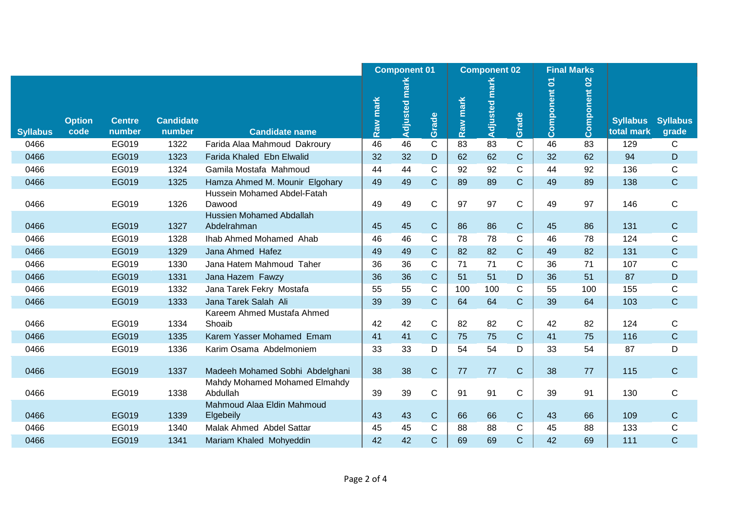| Syllabus | Option code | Centre number | Candidate number | Candidate name | Component 01 | | | Component 02 | | | Final Marks | | Syllabus total mark | Syllabus grade |
|---|---|---|---|---|---|---|---|---|---|---|---|---|---|---|
| | | | | | Raw mark | Adjusted mark | Grade | Raw mark | Adjusted mark | Grade | Component 01 | Component 02 | | |
| 0466 | | EG019 | 1322 | Farida Alaa Mahmoud Dakroury | 46 | 46 | C | 83 | 83 | C | 46 | 83 | 129 | C |
| 0466 | | EG019 | 1323 | Farida Khaled Ebn Elwalid | 32 | 32 | D | 62 | 62 | C | 32 | 62 | 94 | D |
| 0466 | | EG019 | 1324 | Gamila Mostafa Mahmoud | 44 | 44 | C | 92 | 92 | C | 44 | 92 | 136 | C |
| 0466 | | EG019 | 1325 | Hamza Ahmed M. Mounir Elgohary | 49 | 49 | C | 89 | 89 | C | 49 | 89 | 138 | C |
| 0466 | | EG019 | 1326 | Hussein Mohamed Abdel-Fatah Dawood | 49 | 49 | C | 97 | 97 | C | 49 | 97 | 146 | C |
| 0466 | | EG019 | 1327 | Hussien Mohamed Abdallah Abdelrahman | 45 | 45 | C | 86 | 86 | C | 45 | 86 | 131 | C |
| 0466 | | EG019 | 1328 | Ihab Ahmed Mohamed Ahab | 46 | 46 | C | 78 | 78 | C | 46 | 78 | 124 | C |
| 0466 | | EG019 | 1329 | Jana Ahmed Hafez | 49 | 49 | C | 82 | 82 | C | 49 | 82 | 131 | C |
| 0466 | | EG019 | 1330 | Jana Hatem Mahmoud Taher | 36 | 36 | C | 71 | 71 | C | 36 | 71 | 107 | C |
| 0466 | | EG019 | 1331 | Jana Hazem Fawzy | 36 | 36 | C | 51 | 51 | D | 36 | 51 | 87 | D |
| 0466 | | EG019 | 1332 | Jana Tarek Fekry Mostafa | 55 | 55 | C | 100 | 100 | C | 55 | 100 | 155 | C |
| 0466 | | EG019 | 1333 | Jana Tarek Salah Ali | 39 | 39 | C | 64 | 64 | C | 39 | 64 | 103 | C |
| 0466 | | EG019 | 1334 | Kareem Ahmed Mustafa Ahmed Shoaib | 42 | 42 | C | 82 | 82 | C | 42 | 82 | 124 | C |
| 0466 | | EG019 | 1335 | Karem Yasser Mohamed Emam | 41 | 41 | C | 75 | 75 | C | 41 | 75 | 116 | C |
| 0466 | | EG019 | 1336 | Karim Osama Abdelmoniem | 33 | 33 | D | 54 | 54 | D | 33 | 54 | 87 | D |
| 0466 | | EG019 | 1337 | Madeeh Mohamed Sobhi Abdelghani | 38 | 38 | C | 77 | 77 | C | 38 | 77 | 115 | C |
| 0466 | | EG019 | 1338 | Mahdy Mohamed Mohamed Elmahdy Abdullah | 39 | 39 | C | 91 | 91 | C | 39 | 91 | 130 | C |
| 0466 | | EG019 | 1339 | Mahmoud Alaa Eldin Mahmoud Elgebeily | 43 | 43 | C | 66 | 66 | C | 43 | 66 | 109 | C |
| 0466 | | EG019 | 1340 | Malak Ahmed Abdel Sattar | 45 | 45 | C | 88 | 88 | C | 45 | 88 | 133 | C |
| 0466 | | EG019 | 1341 | Mariam Khaled Mohyeddin | 42 | 42 | C | 69 | 69 | C | 42 | 69 | 111 | C |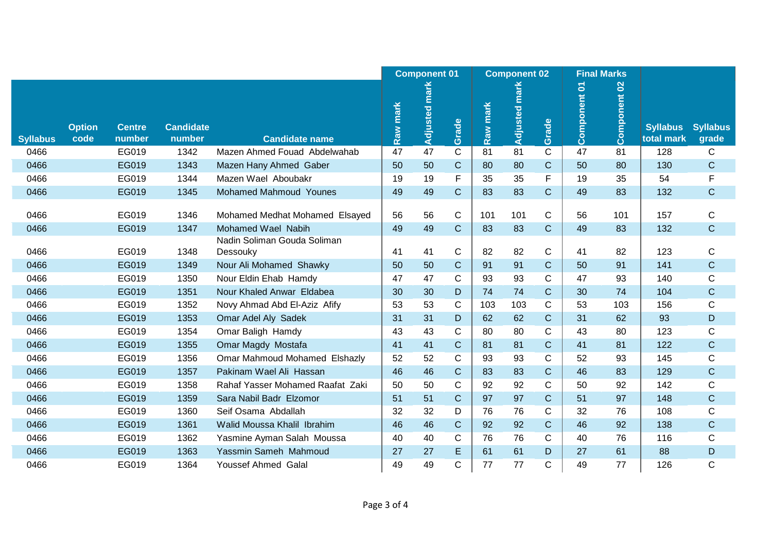| | | | | | Component 01 | | | Component 02 | | | Final Marks | | | |
|---|---|---|---|---|---|---|---|---|---|---|---|---|---|---|
| Syllabus | Option code | Centre number | Candidate number | Candidate name | Raw mark | Adjusted mark | Grade | Raw mark | Adjusted mark | Grade | Component 01 | Component 02 | Syllabus total mark | Syllabus grade |
| 0466 | | EG019 | 1342 | Mazen Ahmed Fouad Abdelwahab | 47 | 47 | C | 81 | 81 | C | 47 | 81 | 128 | C |
| 0466 | | EG019 | 1343 | Mazen Hany Ahmed Gaber | 50 | 50 | C | 80 | 80 | C | 50 | 80 | 130 | C |
| 0466 | | EG019 | 1344 | Mazen Wael Aboubakr | 19 | 19 | F | 35 | 35 | F | 19 | 35 | 54 | F |
| 0466 | | EG019 | 1345 | Mohamed Mahmoud Younes | 49 | 49 | C | 83 | 83 | C | 49 | 83 | 132 | C |
| 0466 | | EG019 | 1346 | Mohamed Medhat Mohamed Elsayed | 56 | 56 | C | 101 | 101 | C | 56 | 101 | 157 | C |
| 0466 | | EG019 | 1347 | Mohamed Wael Nabih | 49 | 49 | C | 83 | 83 | C | 49 | 83 | 132 | C |
| 0466 | | EG019 | 1348 | Nadin Soliman Gouda Soliman Dessouky | 41 | 41 | C | 82 | 82 | C | 41 | 82 | 123 | C |
| 0466 | | EG019 | 1349 | Nour Ali Mohamed Shawky | 50 | 50 | C | 91 | 91 | C | 50 | 91 | 141 | C |
| 0466 | | EG019 | 1350 | Nour Eldin Ehab Hamdy | 47 | 47 | C | 93 | 93 | C | 47 | 93 | 140 | C |
| 0466 | | EG019 | 1351 | Nour Khaled Anwar Eldabea | 30 | 30 | D | 74 | 74 | C | 30 | 74 | 104 | C |
| 0466 | | EG019 | 1352 | Novy Ahmad Abd El-Aziz Afify | 53 | 53 | C | 103 | 103 | C | 53 | 103 | 156 | C |
| 0466 | | EG019 | 1353 | Omar Adel Aly Sadek | 31 | 31 | D | 62 | 62 | C | 31 | 62 | 93 | D |
| 0466 | | EG019 | 1354 | Omar Baligh Hamdy | 43 | 43 | C | 80 | 80 | C | 43 | 80 | 123 | C |
| 0466 | | EG019 | 1355 | Omar Magdy Mostafa | 41 | 41 | C | 81 | 81 | C | 41 | 81 | 122 | C |
| 0466 | | EG019 | 1356 | Omar Mahmoud Mohamed Elshazly | 52 | 52 | C | 93 | 93 | C | 52 | 93 | 145 | C |
| 0466 | | EG019 | 1357 | Pakinam Wael Ali Hassan | 46 | 46 | C | 83 | 83 | C | 46 | 83 | 129 | C |
| 0466 | | EG019 | 1358 | Rahaf Yasser Mohamed Raafat Zaki | 50 | 50 | C | 92 | 92 | C | 50 | 92 | 142 | C |
| 0466 | | EG019 | 1359 | Sara Nabil Badr Elzomor | 51 | 51 | C | 97 | 97 | C | 51 | 97 | 148 | C |
| 0466 | | EG019 | 1360 | Seif Osama Abdallah | 32 | 32 | D | 76 | 76 | C | 32 | 76 | 108 | C |
| 0466 | | EG019 | 1361 | Walid Moussa Khalil Ibrahim | 46 | 46 | C | 92 | 92 | C | 46 | 92 | 138 | C |
| 0466 | | EG019 | 1362 | Yasmine Ayman Salah Moussa | 40 | 40 | C | 76 | 76 | C | 40 | 76 | 116 | C |
| 0466 | | EG019 | 1363 | Yassmin Sameh Mahmoud | 27 | 27 | E | 61 | 61 | D | 27 | 61 | 88 | D |
| 0466 | | EG019 | 1364 | Youssef Ahmed Galal | 49 | 49 | C | 77 | 77 | C | 49 | 77 | 126 | C |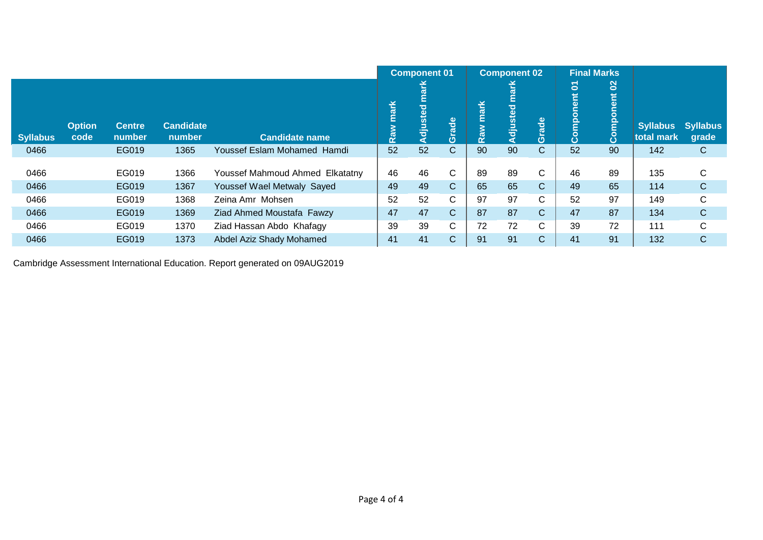| | | | | | Component 01 | | | Component 02 | | | Final Marks | | | |
|---|---|---|---|---|---|---|---|---|---|---|---|---|---|---|
| Syllabus | Option code | Centre number | Candidate number | Candidate name | Raw mark | Adjusted mark | Grade | Raw mark | Adjusted mark | Grade | Component 01 | Component 02 | Syllabus total mark | Syllabus grade |
| 0466 | | EG019 | 1365 | Youssef Eslam Mohamed Hamdi | 52 | 52 | C | 90 | 90 | C | 52 | 90 | 142 | C |
| 0466 | | EG019 | 1366 | Youssef Mahmoud Ahmed Elkatatny | 46 | 46 | C | 89 | 89 | C | 46 | 89 | 135 | C |
| 0466 | | EG019 | 1367 | Youssef Wael Metwaly Sayed | 49 | 49 | C | 65 | 65 | C | 49 | 65 | 114 | C |
| 0466 | | EG019 | 1368 | Zeina Amr Mohsen | 52 | 52 | C | 97 | 97 | C | 52 | 97 | 149 | C |
| 0466 | | EG019 | 1369 | Ziad Ahmed Moustafa Fawzy | 47 | 47 | C | 87 | 87 | C | 47 | 87 | 134 | C |
| 0466 | | EG019 | 1370 | Ziad Hassan Abdo Khafagy | 39 | 39 | C | 72 | 72 | C | 39 | 72 | 111 | C |
| 0466 | | EG019 | 1373 | Abdel Aziz Shady Mohamed | 41 | 41 | C | 91 | 91 | C | 41 | 91 | 132 | C |

Cambridge Assessment International Education. Report generated on 09AUG2019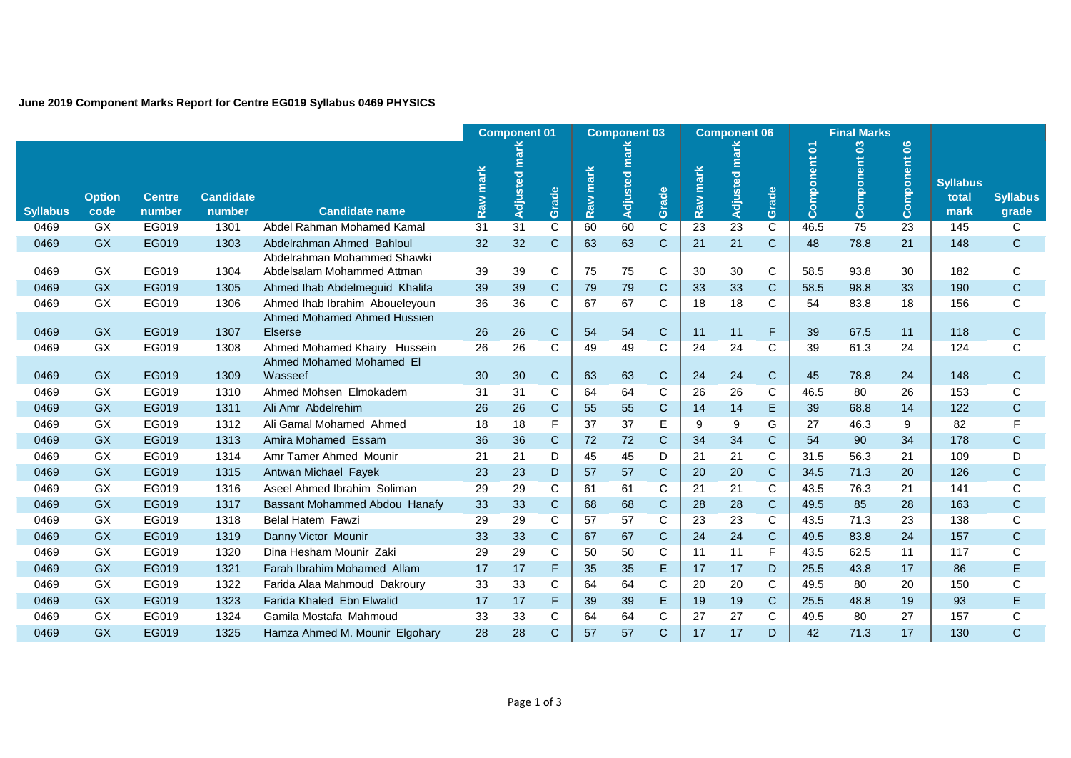**June 2019 Component Marks Report for Centre EG019 Syllabus 0469 PHYSICS**

| | | | | | Component 01 | | | Component 03 | | | Component 06 | | | Final Marks | | | | |
|---|---|---|---|---|---|---|---|---|---|---|---|---|---|---|---|---|---|---|
| Syllabus | Option code | Centre number | Candidate number | Candidate name | Raw mark | Adjusted mark | Grade | Raw mark | Adjusted mark | Grade | Raw mark | Adjusted mark | Grade | Component 01 | Component 03 | Component 06 | Syllabus total mark | Syllabus grade |
| 0469 | GX | EG019 | 1301 | Abdel Rahman Mohamed Kamal | 31 | 31 | C | 60 | 60 | C | 23 | 23 | C | 46.5 | 75 | 23 | 145 | C |
| 0469 | GX | EG019 | 1303 | Abdelrahman Ahmed Bahloul | 32 | 32 | C | 63 | 63 | C | 21 | 21 | C | 48 | 78.8 | 21 | 148 | C |
| 0469 | GX | EG019 | 1304 | Abdelrahman Mohammed Shawki Abdelsalam Mohammed Attman | 39 | 39 | C | 75 | 75 | C | 30 | 30 | C | 58.5 | 93.8 | 30 | 182 | C |
| 0469 | GX | EG019 | 1305 | Ahmed Ihab Abdelmeguid Khalifa | 39 | 39 | C | 79 | 79 | C | 33 | 33 | C | 58.5 | 98.8 | 33 | 190 | C |
| 0469 | GX | EG019 | 1306 | Ahmed Ihab Ibrahim Aboueleyoun | 36 | 36 | C | 67 | 67 | C | 18 | 18 | C | 54 | 83.8 | 18 | 156 | C |
| 0469 | GX | EG019 | 1307 | Ahmed Mohamed Ahmed Hussien Elserse | 26 | 26 | C | 54 | 54 | C | 11 | 11 | F | 39 | 67.5 | 11 | 118 | C |
| 0469 | GX | EG019 | 1308 | Ahmed Mohamed Khairy Hussein | 26 | 26 | C | 49 | 49 | C | 24 | 24 | C | 39 | 61.3 | 24 | 124 | C |
| 0469 | GX | EG019 | 1309 | Ahmed Mohamed Mohamed El Wasseef | 30 | 30 | C | 63 | 63 | C | 24 | 24 | C | 45 | 78.8 | 24 | 148 | C |
| 0469 | GX | EG019 | 1310 | Ahmed Mohsen Elmokadem | 31 | 31 | C | 64 | 64 | C | 26 | 26 | C | 46.5 | 80 | 26 | 153 | C |
| 0469 | GX | EG019 | 1311 | Ali Amr Abdelrehim | 26 | 26 | C | 55 | 55 | C | 14 | 14 | E | 39 | 68.8 | 14 | 122 | C |
| 0469 | GX | EG019 | 1312 | Ali Gamal Mohamed Ahmed | 18 | 18 | F | 37 | 37 | E | 9 | 9 | G | 27 | 46.3 | 9 | 82 | F |
| 0469 | GX | EG019 | 1313 | Amira Mohamed Essam | 36 | 36 | C | 72 | 72 | C | 34 | 34 | C | 54 | 90 | 34 | 178 | C |
| 0469 | GX | EG019 | 1314 | Amr Tamer Ahmed Mounir | 21 | 21 | D | 45 | 45 | D | 21 | 21 | C | 31.5 | 56.3 | 21 | 109 | D |
| 0469 | GX | EG019 | 1315 | Antwan Michael Fayek | 23 | 23 | D | 57 | 57 | C | 20 | 20 | C | 34.5 | 71.3 | 20 | 126 | C |
| 0469 | GX | EG019 | 1316 | Aseel Ahmed Ibrahim Soliman | 29 | 29 | C | 61 | 61 | C | 21 | 21 | C | 43.5 | 76.3 | 21 | 141 | C |
| 0469 | GX | EG019 | 1317 | Bassant Mohammed Abdou Hanafy | 33 | 33 | C | 68 | 68 | C | 28 | 28 | C | 49.5 | 85 | 28 | 163 | C |
| 0469 | GX | EG019 | 1318 | Belal Hatem Fawzi | 29 | 29 | C | 57 | 57 | C | 23 | 23 | C | 43.5 | 71.3 | 23 | 138 | C |
| 0469 | GX | EG019 | 1319 | Danny Victor Mounir | 33 | 33 | C | 67 | 67 | C | 24 | 24 | C | 49.5 | 83.8 | 24 | 157 | C |
| 0469 | GX | EG019 | 1320 | Dina Hesham Mounir Zaki | 29 | 29 | C | 50 | 50 | C | 11 | 11 | F | 43.5 | 62.5 | 11 | 117 | C |
| 0469 | GX | EG019 | 1321 | Farah Ibrahim Mohamed Allam | 17 | 17 | F | 35 | 35 | E | 17 | 17 | D | 25.5 | 43.8 | 17 | 86 | E |
| 0469 | GX | EG019 | 1322 | Farida Alaa Mahmoud Dakroury | 33 | 33 | C | 64 | 64 | C | 20 | 20 | C | 49.5 | 80 | 20 | 150 | C |
| 0469 | GX | EG019 | 1323 | Farida Khaled Ebn Elwalid | 17 | 17 | F | 39 | 39 | E | 19 | 19 | C | 25.5 | 48.8 | 19 | 93 | E |
| 0469 | GX | EG019 | 1324 | Gamila Mostafa Mahmoud | 33 | 33 | C | 64 | 64 | C | 27 | 27 | C | 49.5 | 80 | 27 | 157 | C |
| 0469 | GX | EG019 | 1325 | Hamza Ahmed M. Mounir Elgohary | 28 | 28 | C | 57 | 57 | C | 17 | 17 | D | 42 | 71.3 | 17 | 130 | C |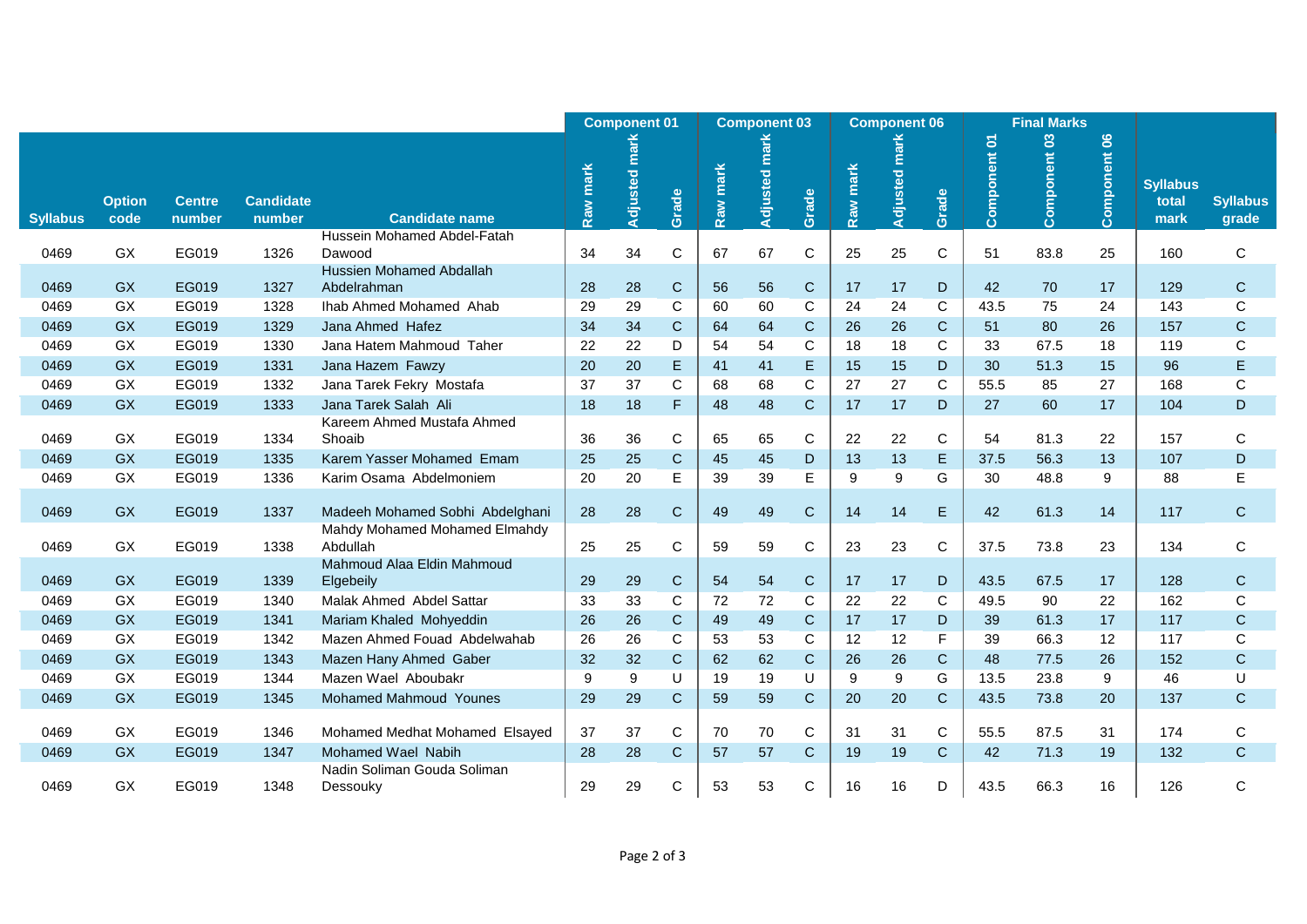| | | | | | Component 01 | | | Component 03 | | | Component 06 | | | Final Marks | | | | |
|---|---|---|---|---|---|---|---|---|---|---|---|---|---|---|---|---|---|---|
| Syllabus | Option code | Centre number | Candidate number | Candidate name | Raw mark | Adjusted mark | Grade | Raw mark | Adjusted mark | Grade | Raw mark | Adjusted mark | Grade | Component 01 | Component 03 | Component 06 | Syllabus total mark | Syllabus grade |
| 0469 | GX | EG019 | 1326 | Hussein Mohamed Abdel-Fatah Dawood | 34 | 34 | C | 67 | 67 | C | 25 | 25 | C | 51 | 83.8 | 25 | 160 | C |
| 0469 | GX | EG019 | 1327 | Hussien Mohamed Abdallah Abdelrahman | 28 | 28 | C | 56 | 56 | C | 17 | 17 | D | 42 | 70 | 17 | 129 | C |
| 0469 | GX | EG019 | 1328 | Ihab Ahmed Mohamed Ahab | 29 | 29 | C | 60 | 60 | C | 24 | 24 | C | 43.5 | 75 | 24 | 143 | C |
| 0469 | GX | EG019 | 1329 | Jana Ahmed Hafez | 34 | 34 | C | 64 | 64 | C | 26 | 26 | C | 51 | 80 | 26 | 157 | C |
| 0469 | GX | EG019 | 1330 | Jana Hatem Mahmoud Taher | 22 | 22 | D | 54 | 54 | C | 18 | 18 | C | 33 | 67.5 | 18 | 119 | C |
| 0469 | GX | EG019 | 1331 | Jana Hazem Fawzy | 20 | 20 | E | 41 | 41 | E | 15 | 15 | D | 30 | 51.3 | 15 | 96 | E |
| 0469 | GX | EG019 | 1332 | Jana Tarek Fekry Mostafa | 37 | 37 | C | 68 | 68 | C | 27 | 27 | C | 55.5 | 85 | 27 | 168 | C |
| 0469 | GX | EG019 | 1333 | Jana Tarek Salah Ali | 18 | 18 | F | 48 | 48 | C | 17 | 17 | D | 27 | 60 | 17 | 104 | D |
| 0469 | GX | EG019 | 1334 | Kareem Ahmed Mustafa Ahmed Shoaib | 36 | 36 | C | 65 | 65 | C | 22 | 22 | C | 54 | 81.3 | 22 | 157 | C |
| 0469 | GX | EG019 | 1335 | Karem Yasser Mohamed Emam | 25 | 25 | C | 45 | 45 | D | 13 | 13 | E | 37.5 | 56.3 | 13 | 107 | D |
| 0469 | GX | EG019 | 1336 | Karim Osama Abdelmoniem | 20 | 20 | E | 39 | 39 | E | 9 | 9 | G | 30 | 48.8 | 9 | 88 | E |
| 0469 | GX | EG019 | 1337 | Madeeh Mohamed Sobhi Abdelghani | 28 | 28 | C | 49 | 49 | C | 14 | 14 | E | 42 | 61.3 | 14 | 117 | C |
| 0469 | GX | EG019 | 1338 | Mahdy Mohamed Mohamed Elmahdy Abdullah | 25 | 25 | C | 59 | 59 | C | 23 | 23 | C | 37.5 | 73.8 | 23 | 134 | C |
| 0469 | GX | EG019 | 1339 | Mahmoud Alaa Eldin Mahmoud Elgebeily | 29 | 29 | C | 54 | 54 | C | 17 | 17 | D | 43.5 | 67.5 | 17 | 128 | C |
| 0469 | GX | EG019 | 1340 | Malak Ahmed Abdel Sattar | 33 | 33 | C | 72 | 72 | C | 22 | 22 | C | 49.5 | 90 | 22 | 162 | C |
| 0469 | GX | EG019 | 1341 | Mariam Khaled Mohyeddin | 26 | 26 | C | 49 | 49 | C | 17 | 17 | D | 39 | 61.3 | 17 | 117 | C |
| 0469 | GX | EG019 | 1342 | Mazen Ahmed Fouad Abdelwahab | 26 | 26 | C | 53 | 53 | C | 12 | 12 | F | 39 | 66.3 | 12 | 117 | C |
| 0469 | GX | EG019 | 1343 | Mazen Hany Ahmed Gaber | 32 | 32 | C | 62 | 62 | C | 26 | 26 | C | 48 | 77.5 | 26 | 152 | C |
| 0469 | GX | EG019 | 1344 | Mazen Wael Aboubakr | 9 | 9 | U | 19 | 19 | U | 9 | 9 | G | 13.5 | 23.8 | 9 | 46 | U |
| 0469 | GX | EG019 | 1345 | Mohamed Mahmoud Younes | 29 | 29 | C | 59 | 59 | C | 20 | 20 | C | 43.5 | 73.8 | 20 | 137 | C |
| 0469 | GX | EG019 | 1346 | Mohamed Medhat Mohamed Elsayed | 37 | 37 | C | 70 | 70 | C | 31 | 31 | C | 55.5 | 87.5 | 31 | 174 | C |
| 0469 | GX | EG019 | 1347 | Mohamed Wael Nabih | 28 | 28 | C | 57 | 57 | C | 19 | 19 | C | 42 | 71.3 | 19 | 132 | C |
| 0469 | GX | EG019 | 1348 | Nadin Soliman Gouda Soliman Dessouky | 29 | 29 | C | 53 | 53 | C | 16 | 16 | D | 43.5 | 66.3 | 16 | 126 | C |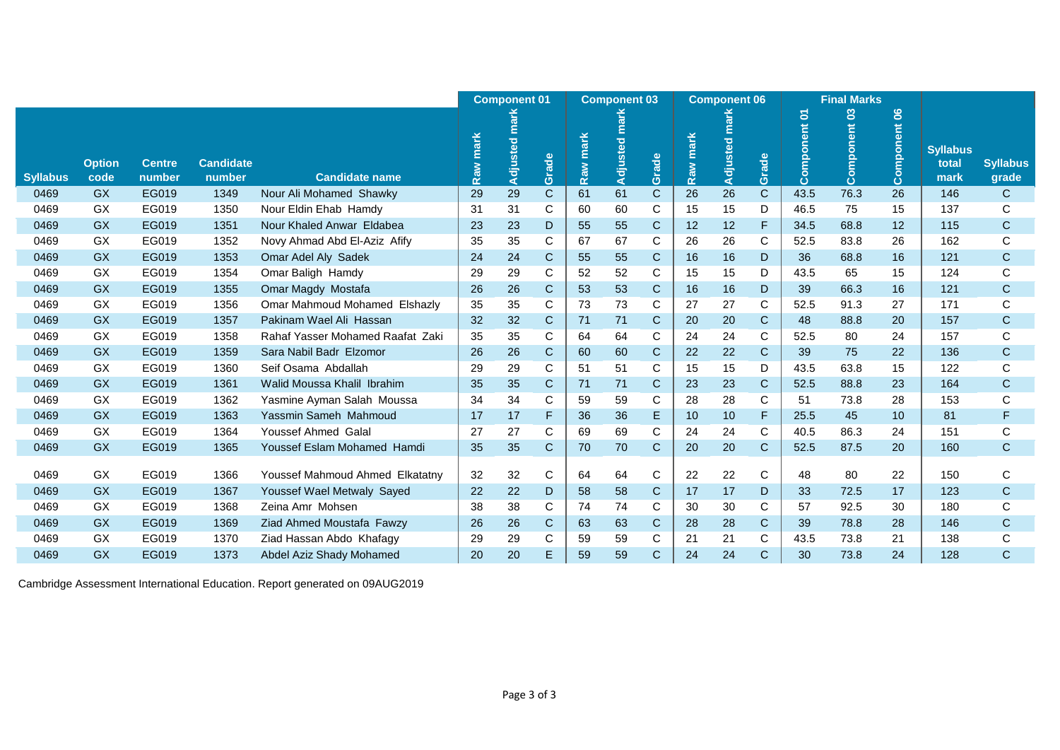| Syllabus | Option code | Centre number | Candidate number | Candidate name | Component 01 | | | Component 03 | | | Component 06 | | | Final Marks | | | Syllabus total mark | Syllabus grade |
|---|---|---|---|---|---|---|---|---|---|---|---|---|---|---|---|---|---|---|
| | | | | | Raw mark | Adjusted mark | Grade | Raw mark | Adjusted mark | Grade | Raw mark | Adjusted mark | Grade | Component 01 | Component 03 | Component 06 | | |
| 0469 | GX | EG019 | 1349 | Nour Ali Mohamed Shawky | 29 | 29 | C | 61 | 61 | C | 26 | 26 | C | 43.5 | 76.3 | 26 | 146 | C |
| 0469 | GX | EG019 | 1350 | Nour Eldin Ehab Hamdy | 31 | 31 | C | 60 | 60 | C | 15 | 15 | D | 46.5 | 75 | 15 | 137 | C |
| 0469 | GX | EG019 | 1351 | Nour Khaled Anwar Eldabea | 23 | 23 | D | 55 | 55 | C | 12 | 12 | F | 34.5 | 68.8 | 12 | 115 | C |
| 0469 | GX | EG019 | 1352 | Novy Ahmad Abd El-Aziz Afify | 35 | 35 | C | 67 | 67 | C | 26 | 26 | C | 52.5 | 83.8 | 26 | 162 | C |
| 0469 | GX | EG019 | 1353 | Omar Adel Aly Sadek | 24 | 24 | C | 55 | 55 | C | 16 | 16 | D | 36 | 68.8 | 16 | 121 | C |
| 0469 | GX | EG019 | 1354 | Omar Baligh Hamdy | 29 | 29 | C | 52 | 52 | C | 15 | 15 | D | 43.5 | 65 | 15 | 124 | C |
| 0469 | GX | EG019 | 1355 | Omar Magdy Mostafa | 26 | 26 | C | 53 | 53 | C | 16 | 16 | D | 39 | 66.3 | 16 | 121 | C |
| 0469 | GX | EG019 | 1356 | Omar Mahmoud Mohamed Elshazly | 35 | 35 | C | 73 | 73 | C | 27 | 27 | C | 52.5 | 91.3 | 27 | 171 | C |
| 0469 | GX | EG019 | 1357 | Pakinam Wael Ali Hassan | 32 | 32 | C | 71 | 71 | C | 20 | 20 | C | 48 | 88.8 | 20 | 157 | C |
| 0469 | GX | EG019 | 1358 | Rahaf Yasser Mohamed Raafat Zaki | 35 | 35 | C | 64 | 64 | C | 24 | 24 | C | 52.5 | 80 | 24 | 157 | C |
| 0469 | GX | EG019 | 1359 | Sara Nabil Badr Elzomor | 26 | 26 | C | 60 | 60 | C | 22 | 22 | C | 39 | 75 | 22 | 136 | C |
| 0469 | GX | EG019 | 1360 | Seif Osama Abdallah | 29 | 29 | C | 51 | 51 | C | 15 | 15 | D | 43.5 | 63.8 | 15 | 122 | C |
| 0469 | GX | EG019 | 1361 | Walid Moussa Khalil Ibrahim | 35 | 35 | C | 71 | 71 | C | 23 | 23 | C | 52.5 | 88.8 | 23 | 164 | C |
| 0469 | GX | EG019 | 1362 | Yasmine Ayman Salah Moussa | 34 | 34 | C | 59 | 59 | C | 28 | 28 | C | 51 | 73.8 | 28 | 153 | C |
| 0469 | GX | EG019 | 1363 | Yassmin Sameh Mahmoud | 17 | 17 | F | 36 | 36 | E | 10 | 10 | F | 25.5 | 45 | 10 | 81 | F |
| 0469 | GX | EG019 | 1364 | Youssef Ahmed Galal | 27 | 27 | C | 69 | 69 | C | 24 | 24 | C | 40.5 | 86.3 | 24 | 151 | C |
| 0469 | GX | EG019 | 1365 | Youssef Eslam Mohamed Hamdi | 35 | 35 | C | 70 | 70 | C | 20 | 20 | C | 52.5 | 87.5 | 20 | 160 | C |
| 0469 | GX | EG019 | 1366 | Youssef Mahmoud Ahmed Elkatatny | 32 | 32 | C | 64 | 64 | C | 22 | 22 | C | 48 | 80 | 22 | 150 | C |
| 0469 | GX | EG019 | 1367 | Youssef Wael Metwaly Sayed | 22 | 22 | D | 58 | 58 | C | 17 | 17 | D | 33 | 72.5 | 17 | 123 | C |
| 0469 | GX | EG019 | 1368 | Zeina Amr Mohsen | 38 | 38 | C | 74 | 74 | C | 30 | 30 | C | 57 | 92.5 | 30 | 180 | C |
| 0469 | GX | EG019 | 1369 | Ziad Ahmed Moustafa Fawzy | 26 | 26 | C | 63 | 63 | C | 28 | 28 | C | 39 | 78.8 | 28 | 146 | C |
| 0469 | GX | EG019 | 1370 | Ziad Hassan Abdo Khafagy | 29 | 29 | C | 59 | 59 | C | 21 | 21 | C | 43.5 | 73.8 | 21 | 138 | C |
| 0469 | GX | EG019 | 1373 | Abdel Aziz Shady Mohamed | 20 | 20 | E | 59 | 59 | C | 24 | 24 | C | 30 | 73.8 | 24 | 128 | C |

Cambridge Assessment International Education. Report generated on 09AUG2019